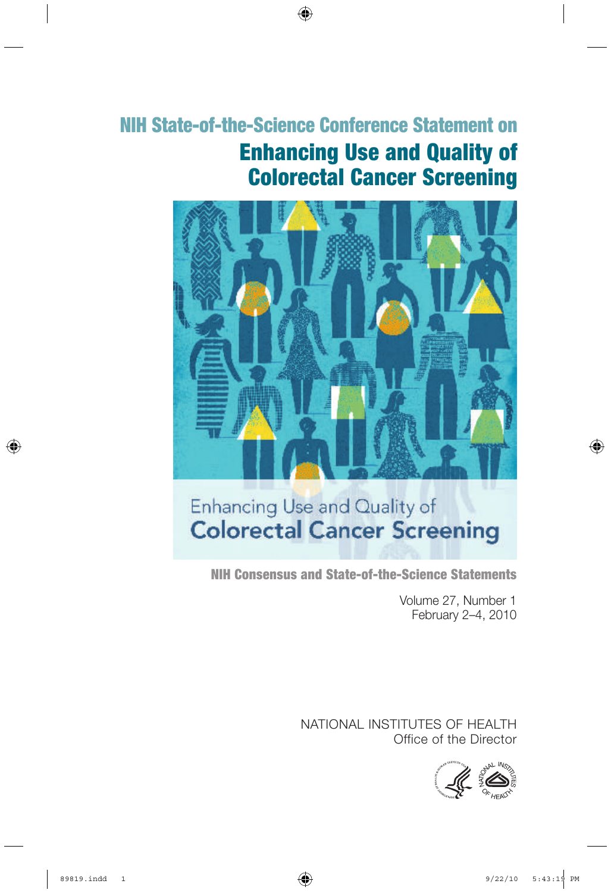# NIH State-of-the-Science Conference Statement on

# Enhancing Use and Quality of Colorectal Cancer Screening

Enhancing Use and Quality of
**Colorectal Cancer Screening**

**NIH Consensus and State-of-the-Science Statements**

Volume 27, Number 1
February 2–4, 2010

NATIONAL INSTITUTES OF HEALTH
Office of the Director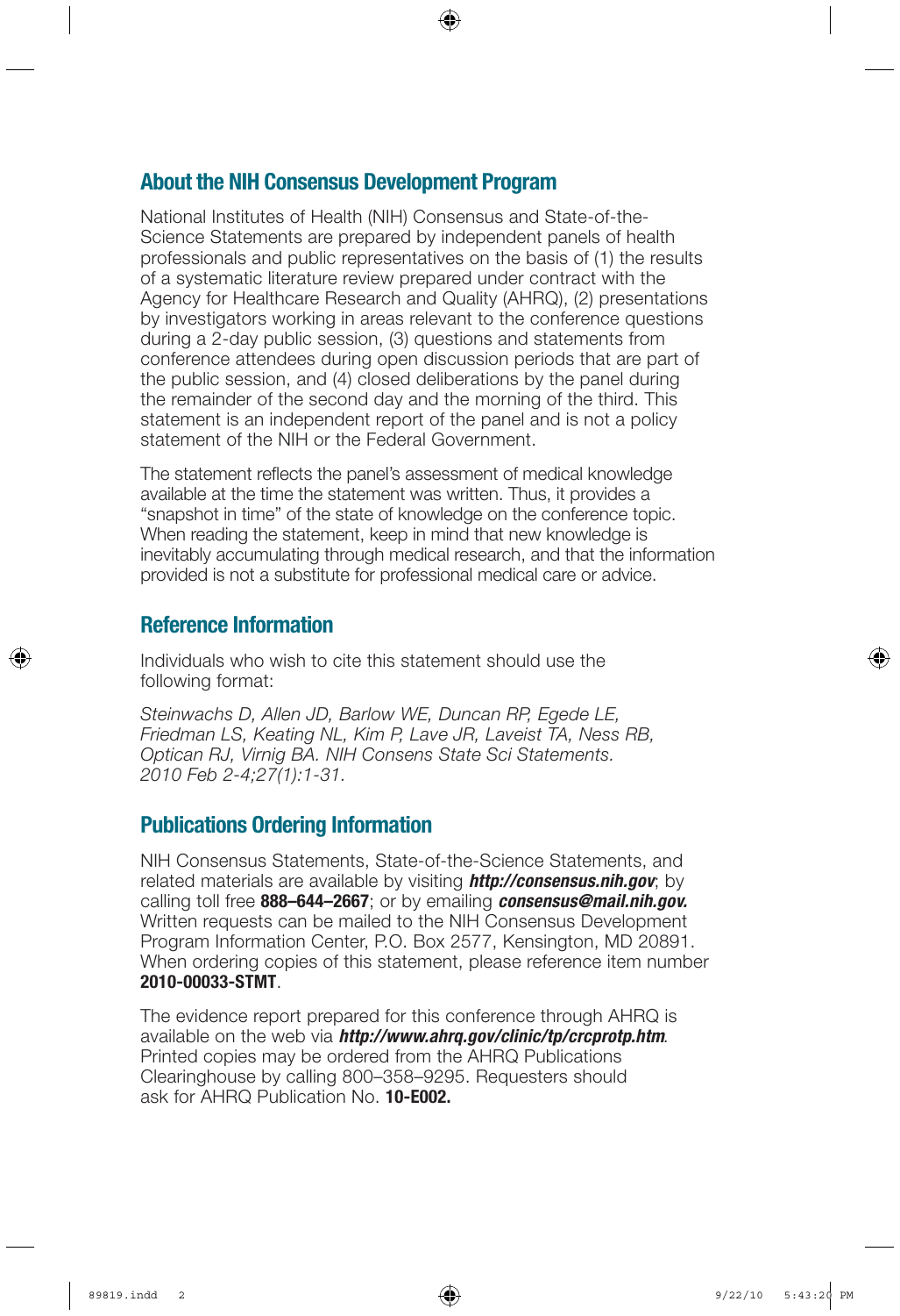## About the NIH Consensus Development Program

National Institutes of Health (NIH) Consensus and State-of-the-Science Statements are prepared by independent panels of health professionals and public representatives on the basis of (1) the results of a systematic literature review prepared under contract with the Agency for Healthcare Research and Quality (AHRQ), (2) presentations by investigators working in areas relevant to the conference questions during a 2-day public session, (3) questions and statements from conference attendees during open discussion periods that are part of the public session, and (4) closed deliberations by the panel during the remainder of the second day and the morning of the third. This statement is an independent report of the panel and is not a policy statement of the NIH or the Federal Government.

The statement reflects the panel's assessment of medical knowledge available at the time the statement was written. Thus, it provides a "snapshot in time" of the state of knowledge on the conference topic. When reading the statement, keep in mind that new knowledge is inevitably accumulating through medical research, and that the information provided is not a substitute for professional medical care or advice.

## Reference Information

Individuals who wish to cite this statement should use the following format:

*Steinwachs D, Allen JD, Barlow WE, Duncan RP, Egede LE, Friedman LS, Keating NL, Kim P, Lave JR, Laveist TA, Ness RB, Optican RJ, Virnig BA. NIH Consens State Sci Statements. 2010 Feb 2-4;27(1):1-31.*

## Publications Ordering Information

NIH Consensus Statements, State-of-the-Science Statements, and related materials are available by visiting ***http://consensus.nih.gov***; by calling toll free **888–644–2667**; or by emailing ***consensus@mail.nih.gov.*** Written requests can be mailed to the NIH Consensus Development Program Information Center, P.O. Box 2577, Kensington, MD 20891. When ordering copies of this statement, please reference item number **2010-00033-STMT**.

The evidence report prepared for this conference through AHRQ is available on the web via ***http://www.ahrq.gov/clinic/tp/crcprotp.htm***. Printed copies may be ordered from the AHRQ Publications Clearinghouse by calling 800–358–9295. Requesters should ask for AHRQ Publication No. **10-E002.**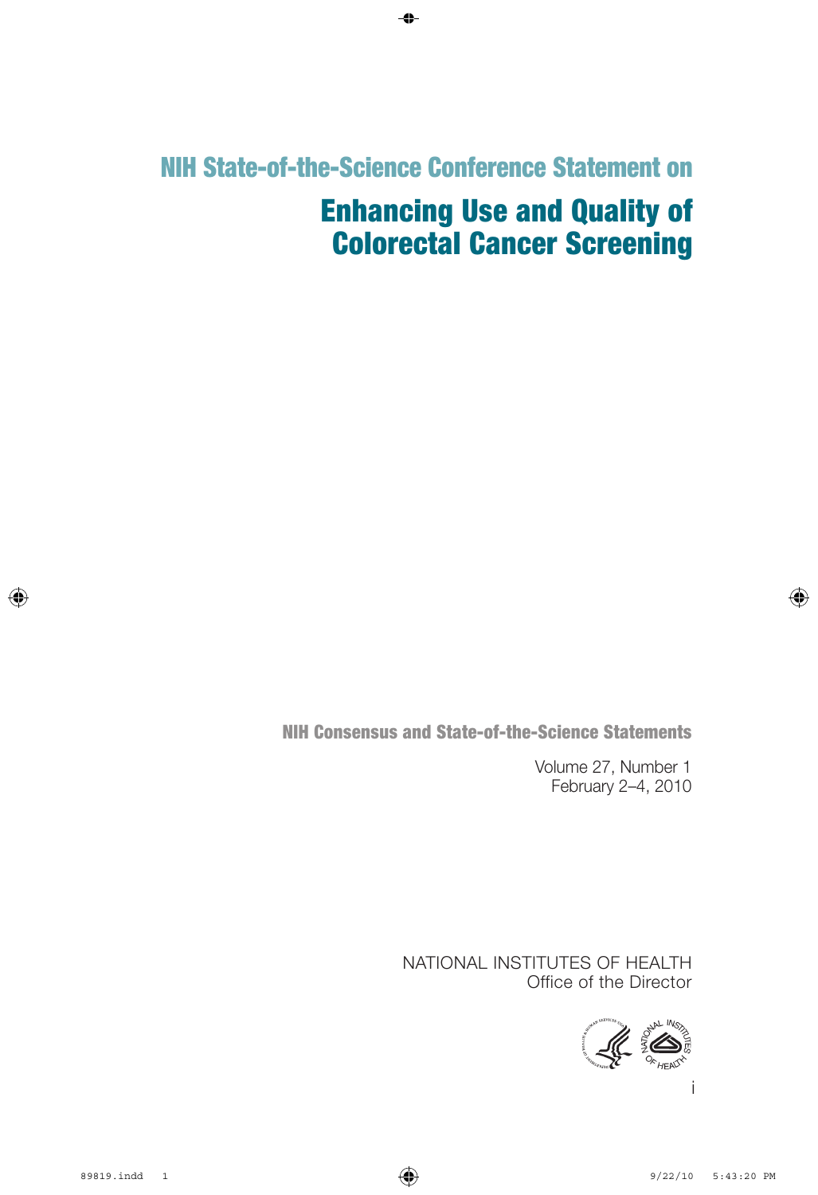## NIH State-of-the-Science Conference Statement on

# Enhancing Use and Quality of Colorectal Cancer Screening

**NIH Consensus and State-of-the-Science Statements**

Volume 27, Number 1
February 2–4, 2010

NATIONAL INSTITUTES OF HEALTH
Office of the Director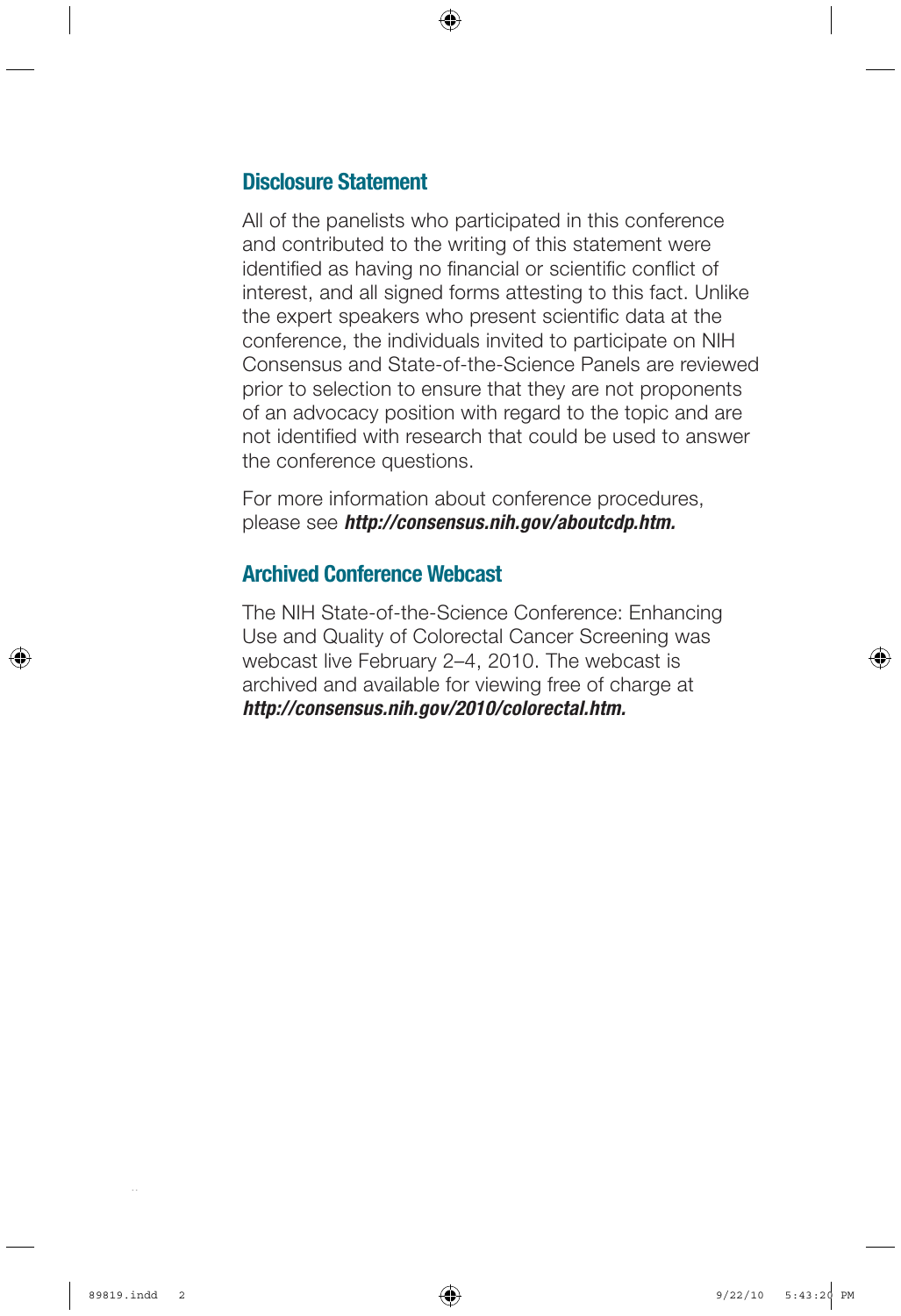## Disclosure Statement

All of the panelists who participated in this conference and contributed to the writing of this statement were identified as having no financial or scientific conflict of interest, and all signed forms attesting to this fact. Unlike the expert speakers who present scientific data at the conference, the individuals invited to participate on NIH Consensus and State-of-the-Science Panels are reviewed prior to selection to ensure that they are not proponents of an advocacy position with regard to the topic and are not identified with research that could be used to answer the conference questions.

For more information about conference procedures, please see ***http://consensus.nih.gov/aboutcdp.htm.***

## Archived Conference Webcast

The NIH State-of-the-Science Conference: Enhancing Use and Quality of Colorectal Cancer Screening was webcast live February 2–4, 2010. The webcast is archived and available for viewing free of charge at ***http://consensus.nih.gov/2010/colorectal.htm.***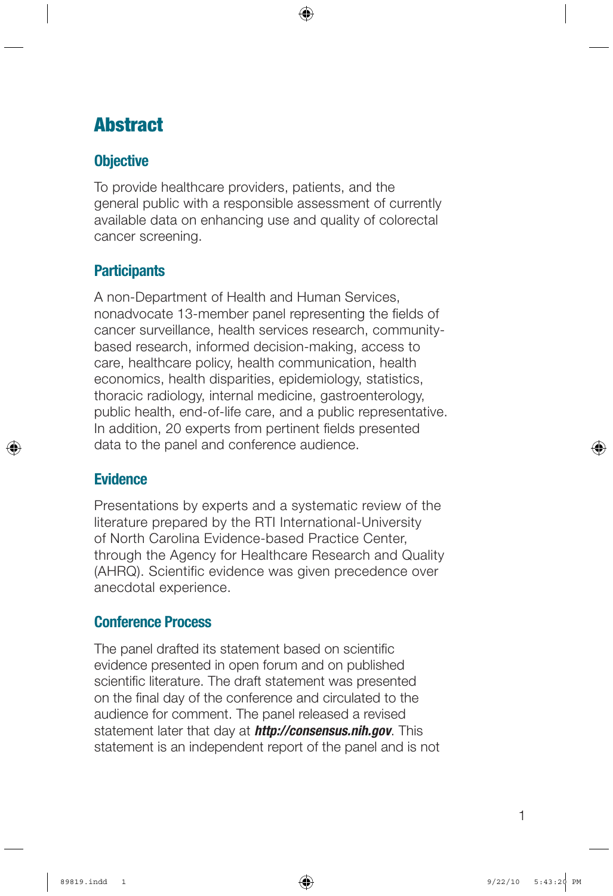# Abstract

## Objective

To provide healthcare providers, patients, and the general public with a responsible assessment of currently available data on enhancing use and quality of colorectal cancer screening.

## Participants

A non-Department of Health and Human Services, nonadvocate 13-member panel representing the fields of cancer surveillance, health services research, community-based research, informed decision-making, access to care, healthcare policy, health communication, health economics, health disparities, epidemiology, statistics, thoracic radiology, internal medicine, gastroenterology, public health, end-of-life care, and a public representative. In addition, 20 experts from pertinent fields presented data to the panel and conference audience.

## Evidence

Presentations by experts and a systematic review of the literature prepared by the RTI International-University of North Carolina Evidence-based Practice Center, through the Agency for Healthcare Research and Quality (AHRQ). Scientific evidence was given precedence over anecdotal experience.

## Conference Process

The panel drafted its statement based on scientific evidence presented in open forum and on published scientific literature. The draft statement was presented on the final day of the conference and circulated to the audience for comment. The panel released a revised statement later that day at ***http://consensus.nih.gov***. This statement is an independent report of the panel and is not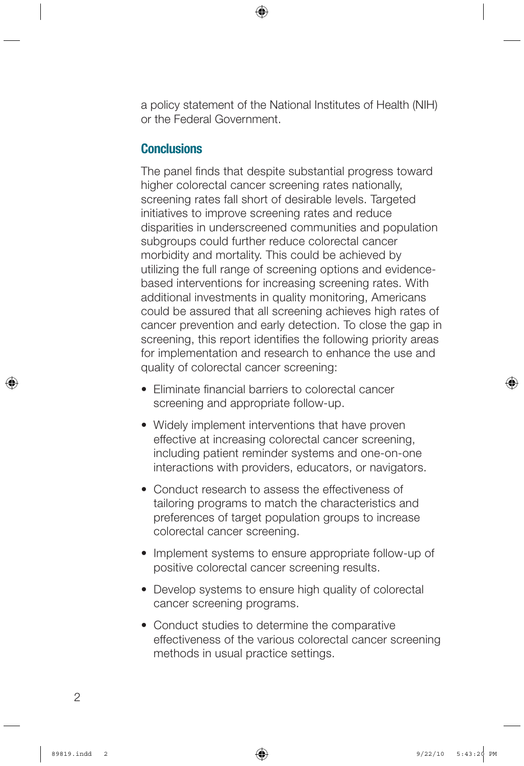a policy statement of the National Institutes of Health (NIH) or the Federal Government.

## Conclusions

The panel finds that despite substantial progress toward higher colorectal cancer screening rates nationally, screening rates fall short of desirable levels. Targeted initiatives to improve screening rates and reduce disparities in underscreened communities and population subgroups could further reduce colorectal cancer morbidity and mortality. This could be achieved by utilizing the full range of screening options and evidence-based interventions for increasing screening rates. With additional investments in quality monitoring, Americans could be assured that all screening achieves high rates of cancer prevention and early detection. To close the gap in screening, this report identifies the following priority areas for implementation and research to enhance the use and quality of colorectal cancer screening:

- Eliminate financial barriers to colorectal cancer screening and appropriate follow-up.
- Widely implement interventions that have proven effective at increasing colorectal cancer screening, including patient reminder systems and one-on-one interactions with providers, educators, or navigators.
- Conduct research to assess the effectiveness of tailoring programs to match the characteristics and preferences of target population groups to increase colorectal cancer screening.
- Implement systems to ensure appropriate follow-up of positive colorectal cancer screening results.
- Develop systems to ensure high quality of colorectal cancer screening programs.
- Conduct studies to determine the comparative effectiveness of the various colorectal cancer screening methods in usual practice settings.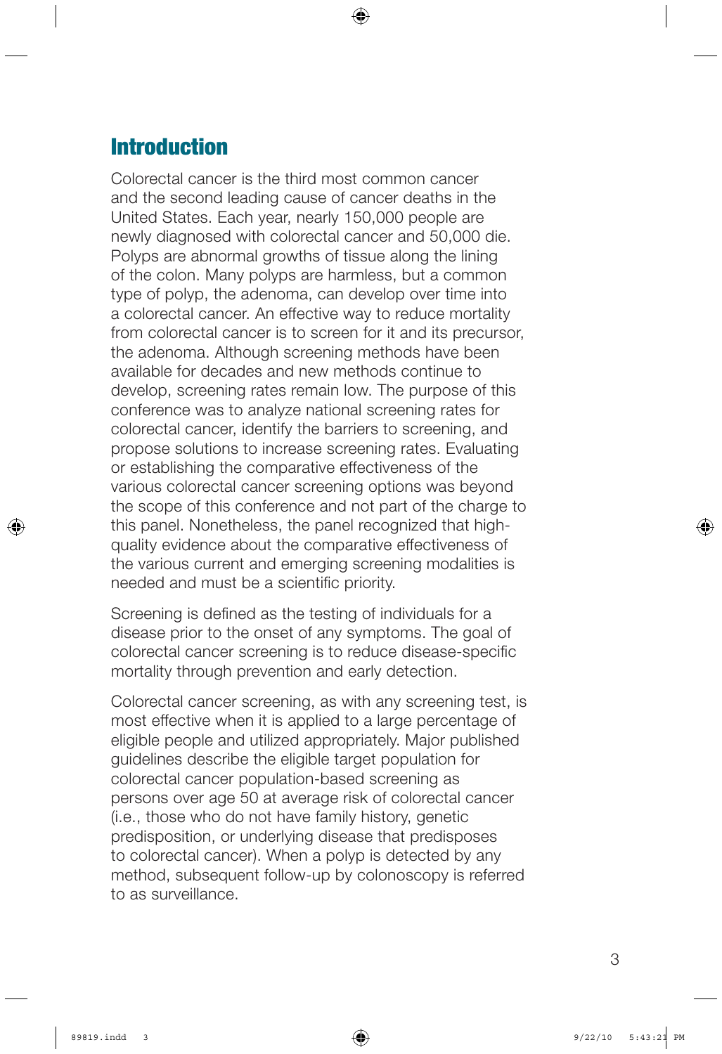## Introduction

Colorectal cancer is the third most common cancer and the second leading cause of cancer deaths in the United States. Each year, nearly 150,000 people are newly diagnosed with colorectal cancer and 50,000 die. Polyps are abnormal growths of tissue along the lining of the colon. Many polyps are harmless, but a common type of polyp, the adenoma, can develop over time into a colorectal cancer. An effective way to reduce mortality from colorectal cancer is to screen for it and its precursor, the adenoma. Although screening methods have been available for decades and new methods continue to develop, screening rates remain low. The purpose of this conference was to analyze national screening rates for colorectal cancer, identify the barriers to screening, and propose solutions to increase screening rates. Evaluating or establishing the comparative effectiveness of the various colorectal cancer screening options was beyond the scope of this conference and not part of the charge to this panel. Nonetheless, the panel recognized that high-quality evidence about the comparative effectiveness of the various current and emerging screening modalities is needed and must be a scientific priority.

Screening is defined as the testing of individuals for a disease prior to the onset of any symptoms. The goal of colorectal cancer screening is to reduce disease-specific mortality through prevention and early detection.

Colorectal cancer screening, as with any screening test, is most effective when it is applied to a large percentage of eligible people and utilized appropriately. Major published guidelines describe the eligible target population for colorectal cancer population-based screening as persons over age 50 at average risk of colorectal cancer (i.e., those who do not have family history, genetic predisposition, or underlying disease that predisposes to colorectal cancer). When a polyp is detected by any method, subsequent follow-up by colonoscopy is referred to as surveillance.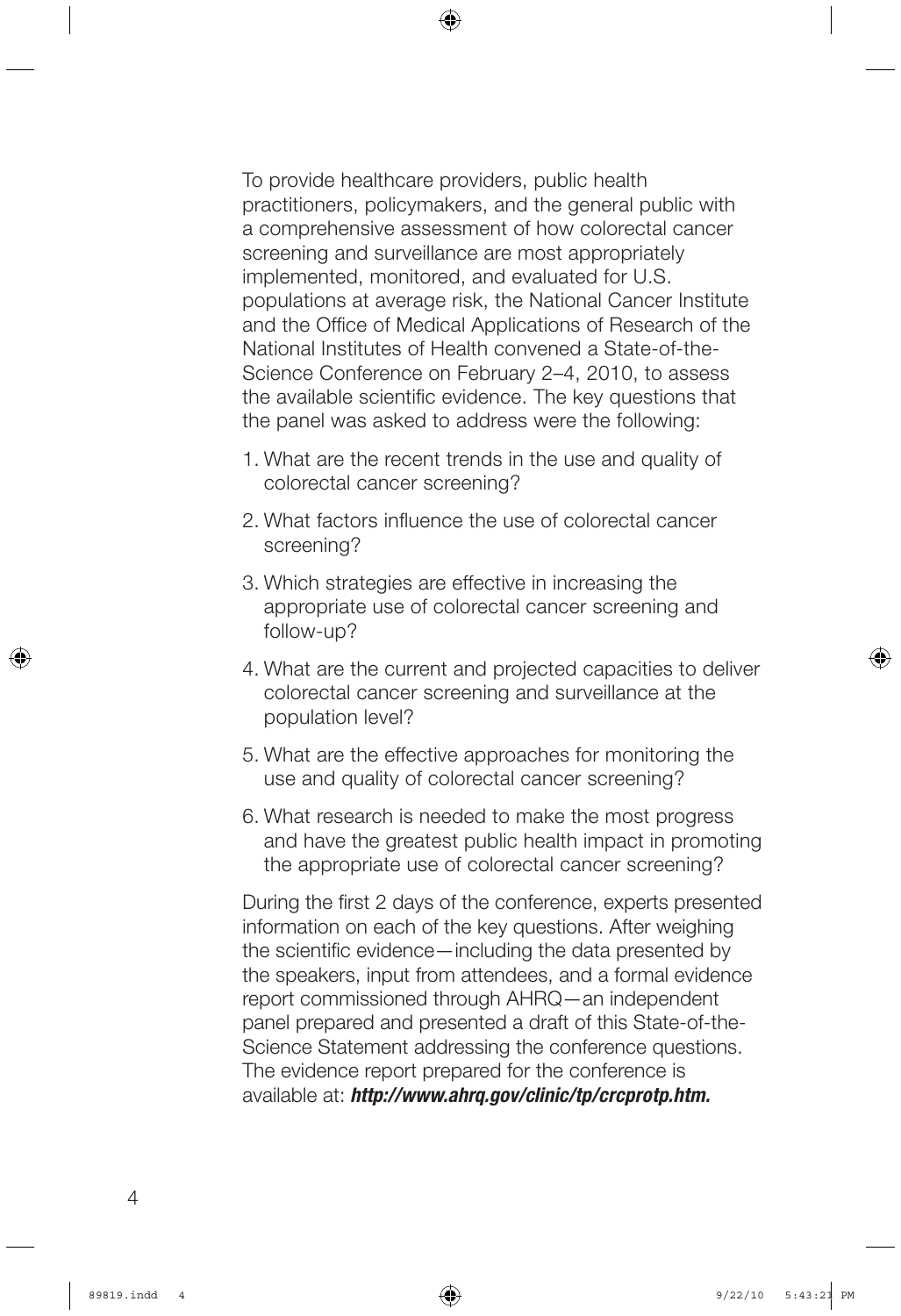To provide healthcare providers, public health practitioners, policymakers, and the general public with a comprehensive assessment of how colorectal cancer screening and surveillance are most appropriately implemented, monitored, and evaluated for U.S. populations at average risk, the National Cancer Institute and the Office of Medical Applications of Research of the National Institutes of Health convened a State-of-the-Science Conference on February 2–4, 2010, to assess the available scientific evidence. The key questions that the panel was asked to address were the following:

1. What are the recent trends in the use and quality of colorectal cancer screening?
2. What factors influence the use of colorectal cancer screening?
3. Which strategies are effective in increasing the appropriate use of colorectal cancer screening and follow-up?
4. What are the current and projected capacities to deliver colorectal cancer screening and surveillance at the population level?
5. What are the effective approaches for monitoring the use and quality of colorectal cancer screening?
6. What research is needed to make the most progress and have the greatest public health impact in promoting the appropriate use of colorectal cancer screening?

During the first 2 days of the conference, experts presented information on each of the key questions. After weighing the scientific evidence—including the data presented by the speakers, input from attendees, and a formal evidence report commissioned through AHRQ—an independent panel prepared and presented a draft of this State-of-the-Science Statement addressing the conference questions. The evidence report prepared for the conference is available at: ***http://www.ahrq.gov/clinic/tp/crcprotp.htm.***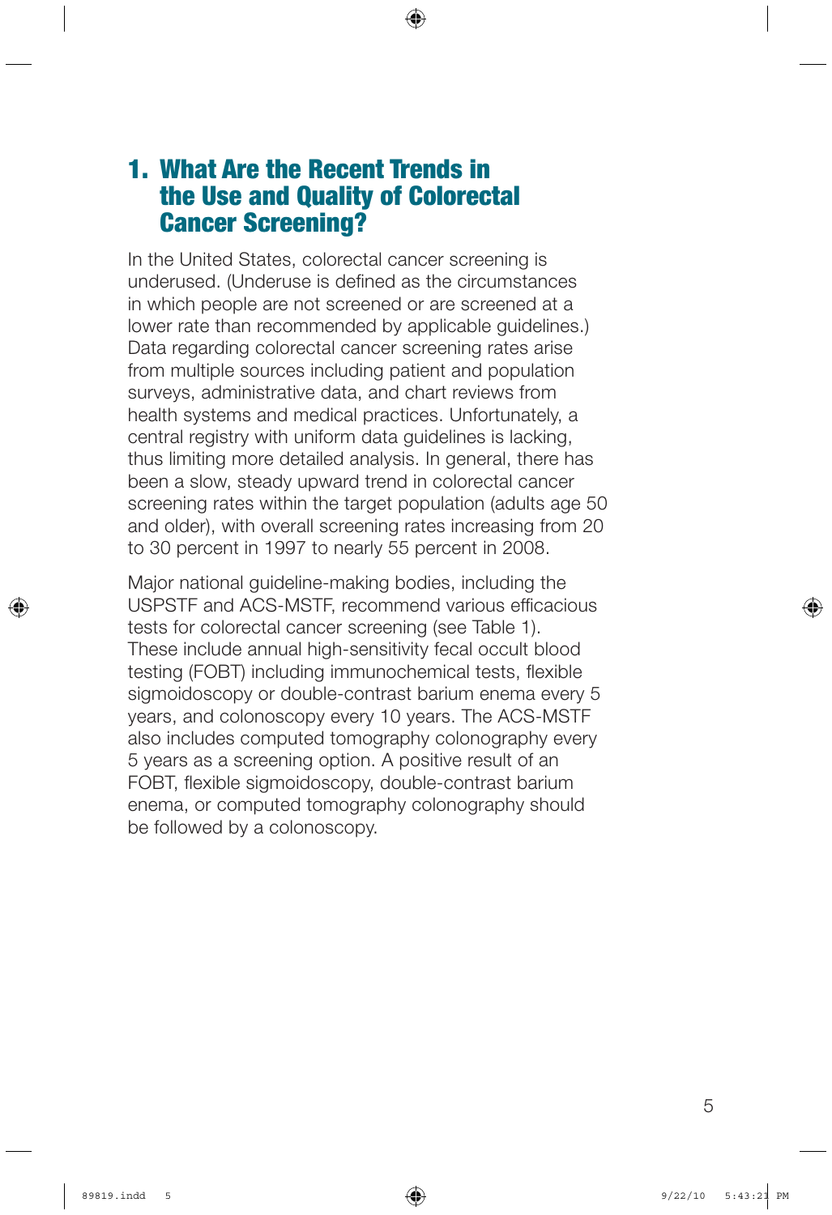## 1. What Are the Recent Trends in the Use and Quality of Colorectal Cancer Screening?

In the United States, colorectal cancer screening is underused. (Underuse is defined as the circumstances in which people are not screened or are screened at a lower rate than recommended by applicable guidelines.) Data regarding colorectal cancer screening rates arise from multiple sources including patient and population surveys, administrative data, and chart reviews from health systems and medical practices. Unfortunately, a central registry with uniform data guidelines is lacking, thus limiting more detailed analysis. In general, there has been a slow, steady upward trend in colorectal cancer screening rates within the target population (adults age 50 and older), with overall screening rates increasing from 20 to 30 percent in 1997 to nearly 55 percent in 2008.

Major national guideline-making bodies, including the USPSTF and ACS-MSTF, recommend various efficacious tests for colorectal cancer screening (see Table 1). These include annual high-sensitivity fecal occult blood testing (FOBT) including immunochemical tests, flexible sigmoidoscopy or double-contrast barium enema every 5 years, and colonoscopy every 10 years. The ACS-MSTF also includes computed tomography colonography every 5 years as a screening option. A positive result of an FOBT, flexible sigmoidoscopy, double-contrast barium enema, or computed tomography colonography should be followed by a colonoscopy.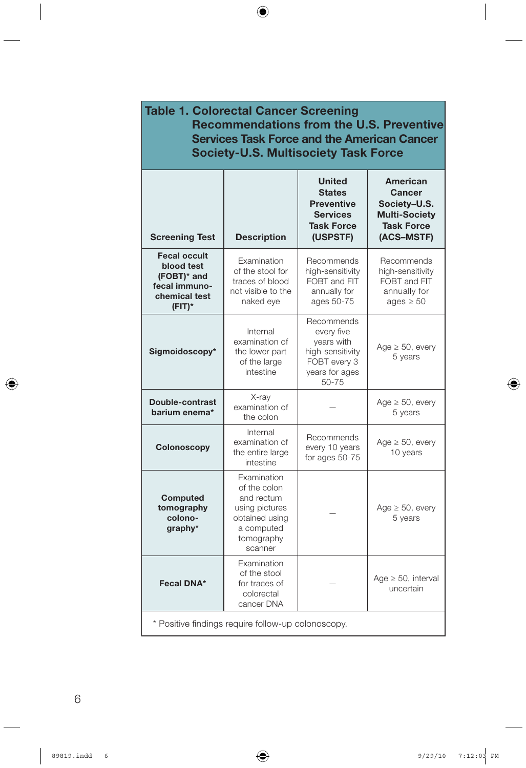**Table 1. Colorectal Cancer Screening Recommendations from the U.S. Preventive Services Task Force and the American Cancer Society-U.S. Multisociety Task Force**

| Screening Test | Description | United States Preventive Services Task Force (USPSTF) | American Cancer Society–U.S. Multi-Society Task Force (ACS–MSTF) |
|---|---|---|---|
| **Fecal occult blood test (FOBT)* and fecal immuno-chemical test (FIT)*** | Examination of the stool for traces of blood not visible to the naked eye | Recommends high-sensitivity FOBT and FIT annually for ages 50-75 | Recommends high-sensitivity FOBT and FIT annually for ages ≥ 50 |
| **Sigmoidoscopy*** | Internal examination of the lower part of the large intestine | Recommends every five years with high-sensitivity FOBT every 3 years for ages 50-75 | Age ≥ 50, every 5 years |
| **Double-contrast barium enema*** | X-ray examination of the colon | — | Age ≥ 50, every 5 years |
| **Colonoscopy** | Internal examination of the entire large intestine | Recommends every 10 years for ages 50-75 | Age ≥ 50, every 10 years |
| **Computed tomography colono-graphy*** | Examination of the colon and rectum using pictures obtained using a computed tomography scanner | — | Age ≥ 50, every 5 years |
| **Fecal DNA*** | Examination of the stool for traces of colorectal cancer DNA | — | Age ≥ 50, interval uncertain |

* Positive findings require follow-up colonoscopy.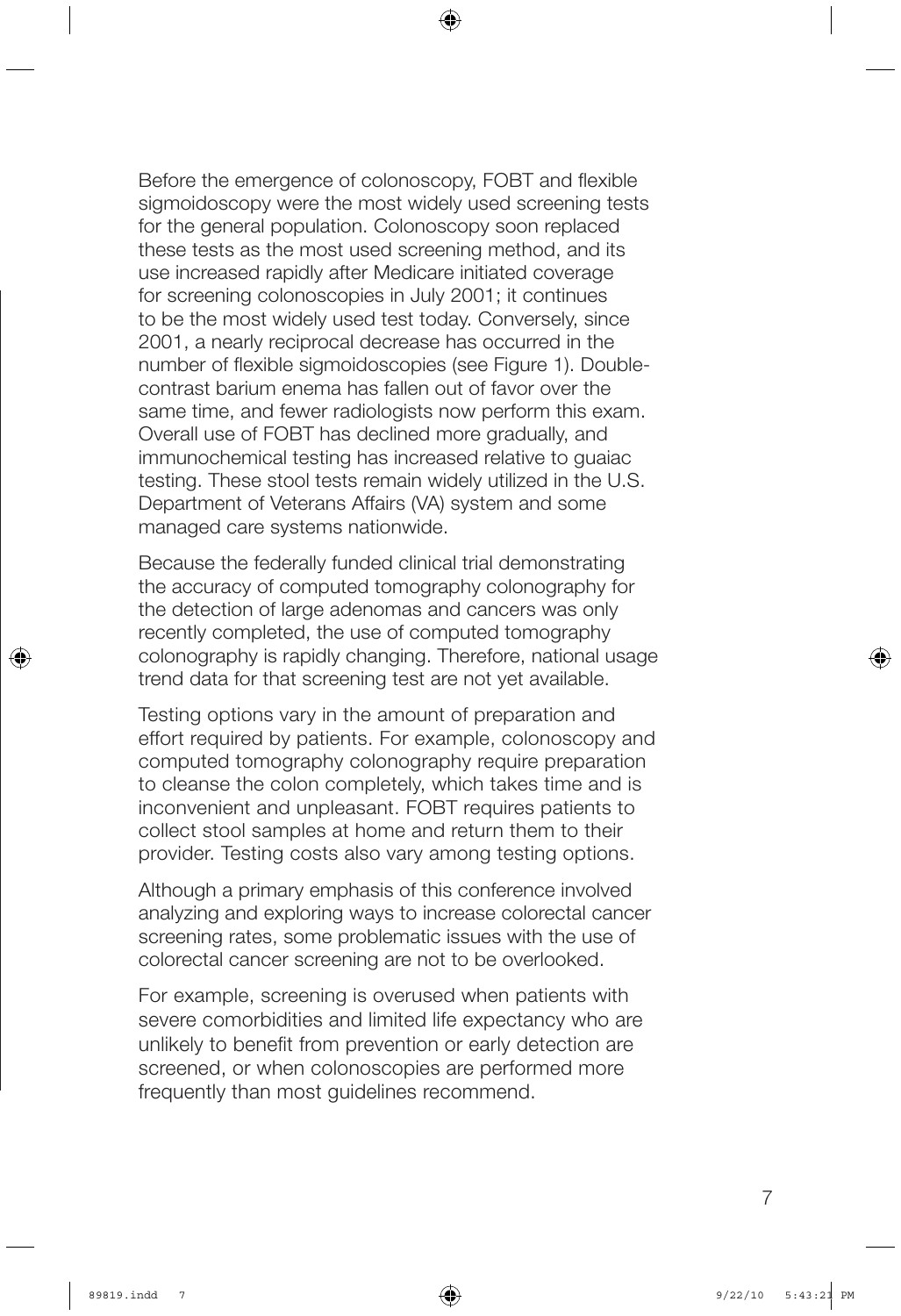Before the emergence of colonoscopy, FOBT and flexible sigmoidoscopy were the most widely used screening tests for the general population. Colonoscopy soon replaced these tests as the most used screening method, and its use increased rapidly after Medicare initiated coverage for screening colonoscopies in July 2001; it continues to be the most widely used test today. Conversely, since 2001, a nearly reciprocal decrease has occurred in the number of flexible sigmoidoscopies (see Figure 1). Double-contrast barium enema has fallen out of favor over the same time, and fewer radiologists now perform this exam. Overall use of FOBT has declined more gradually, and immunochemical testing has increased relative to guaiac testing. These stool tests remain widely utilized in the U.S. Department of Veterans Affairs (VA) system and some managed care systems nationwide.

Because the federally funded clinical trial demonstrating the accuracy of computed tomography colonography for the detection of large adenomas and cancers was only recently completed, the use of computed tomography colonography is rapidly changing. Therefore, national usage trend data for that screening test are not yet available.

Testing options vary in the amount of preparation and effort required by patients. For example, colonoscopy and computed tomography colonography require preparation to cleanse the colon completely, which takes time and is inconvenient and unpleasant. FOBT requires patients to collect stool samples at home and return them to their provider. Testing costs also vary among testing options.

Although a primary emphasis of this conference involved analyzing and exploring ways to increase colorectal cancer screening rates, some problematic issues with the use of colorectal cancer screening are not to be overlooked.

For example, screening is overused when patients with severe comorbidities and limited life expectancy who are unlikely to benefit from prevention or early detection are screened, or when colonoscopies are performed more frequently than most guidelines recommend.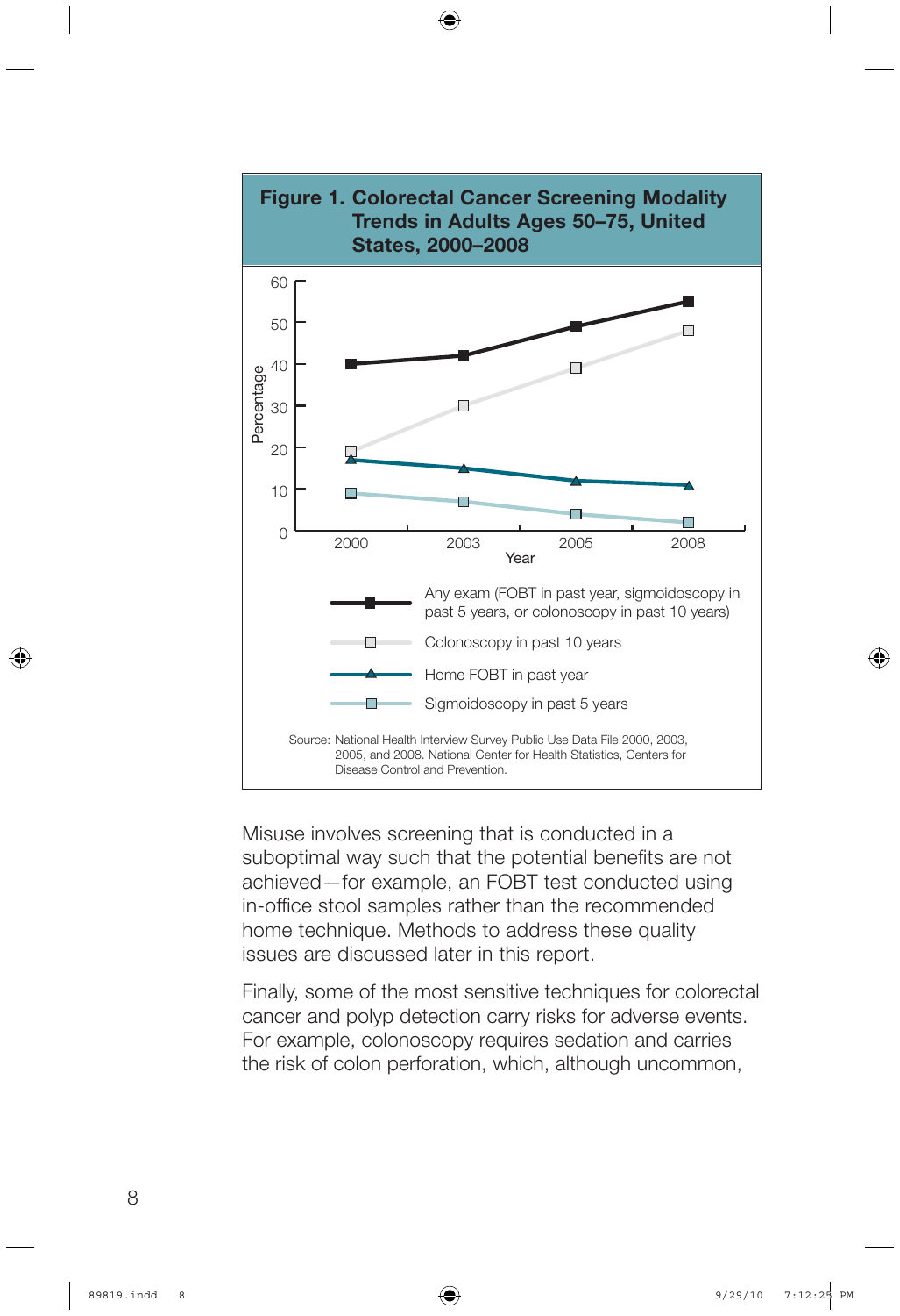**Figure 1. Colorectal Cancer Screening Modality Trends in Adults Ages 50–75, United States, 2000–2008**

Any exam (FOBT in past year, sigmoidoscopy in past 5 years, or colonoscopy in past 10 years)

Colonoscopy in past 10 years

Home FOBT in past year

Sigmoidoscopy in past 5 years

Source: National Health Interview Survey Public Use Data File 2000, 2003, 2005, and 2008. National Center for Health Statistics, Centers for Disease Control and Prevention.

Misuse involves screening that is conducted in a suboptimal way such that the potential benefits are not achieved—for example, an FOBT test conducted using in-office stool samples rather than the recommended home technique. Methods to address these quality issues are discussed later in this report.

Finally, some of the most sensitive techniques for colorectal cancer and polyp detection carry risks for adverse events. For example, colonoscopy requires sedation and carries the risk of colon perforation, which, although uncommon,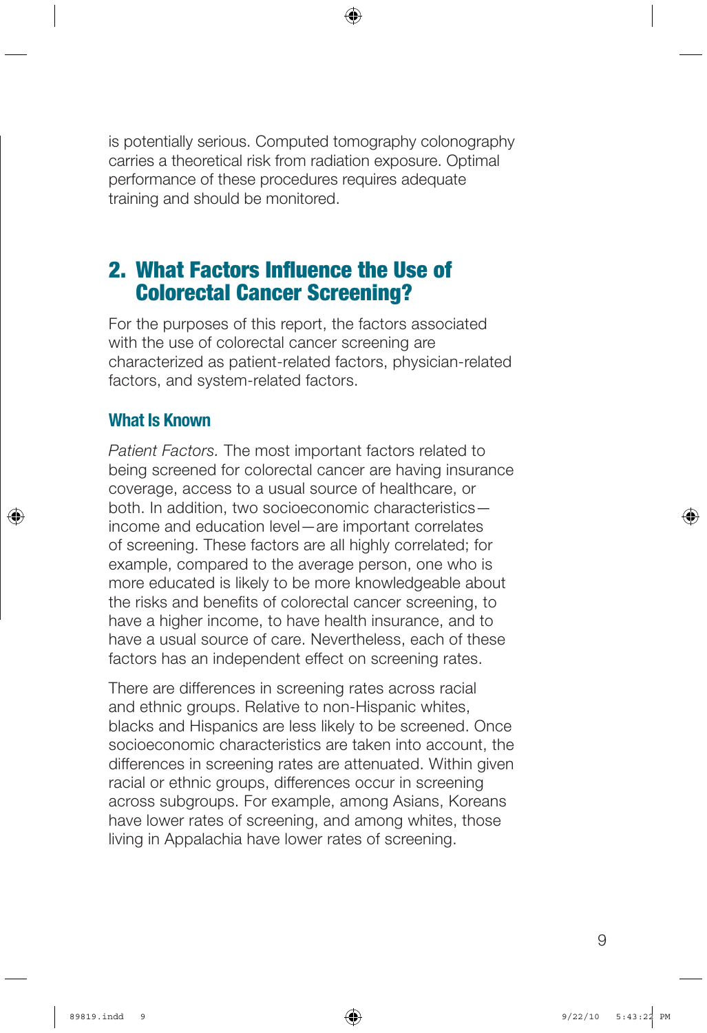is potentially serious. Computed tomography colonography carries a theoretical risk from radiation exposure. Optimal performance of these procedures requires adequate training and should be monitored.

## 2. What Factors Influence the Use of Colorectal Cancer Screening?

For the purposes of this report, the factors associated with the use of colorectal cancer screening are characterized as patient-related factors, physician-related factors, and system-related factors.

### What Is Known

*Patient Factors.* The most important factors related to being screened for colorectal cancer are having insurance coverage, access to a usual source of healthcare, or both. In addition, two socioeconomic characteristics—income and education level—are important correlates of screening. These factors are all highly correlated; for example, compared to the average person, one who is more educated is likely to be more knowledgeable about the risks and benefits of colorectal cancer screening, to have a higher income, to have health insurance, and to have a usual source of care. Nevertheless, each of these factors has an independent effect on screening rates.

There are differences in screening rates across racial and ethnic groups. Relative to non-Hispanic whites, blacks and Hispanics are less likely to be screened. Once socioeconomic characteristics are taken into account, the differences in screening rates are attenuated. Within given racial or ethnic groups, differences occur in screening across subgroups. For example, among Asians, Koreans have lower rates of screening, and among whites, those living in Appalachia have lower rates of screening.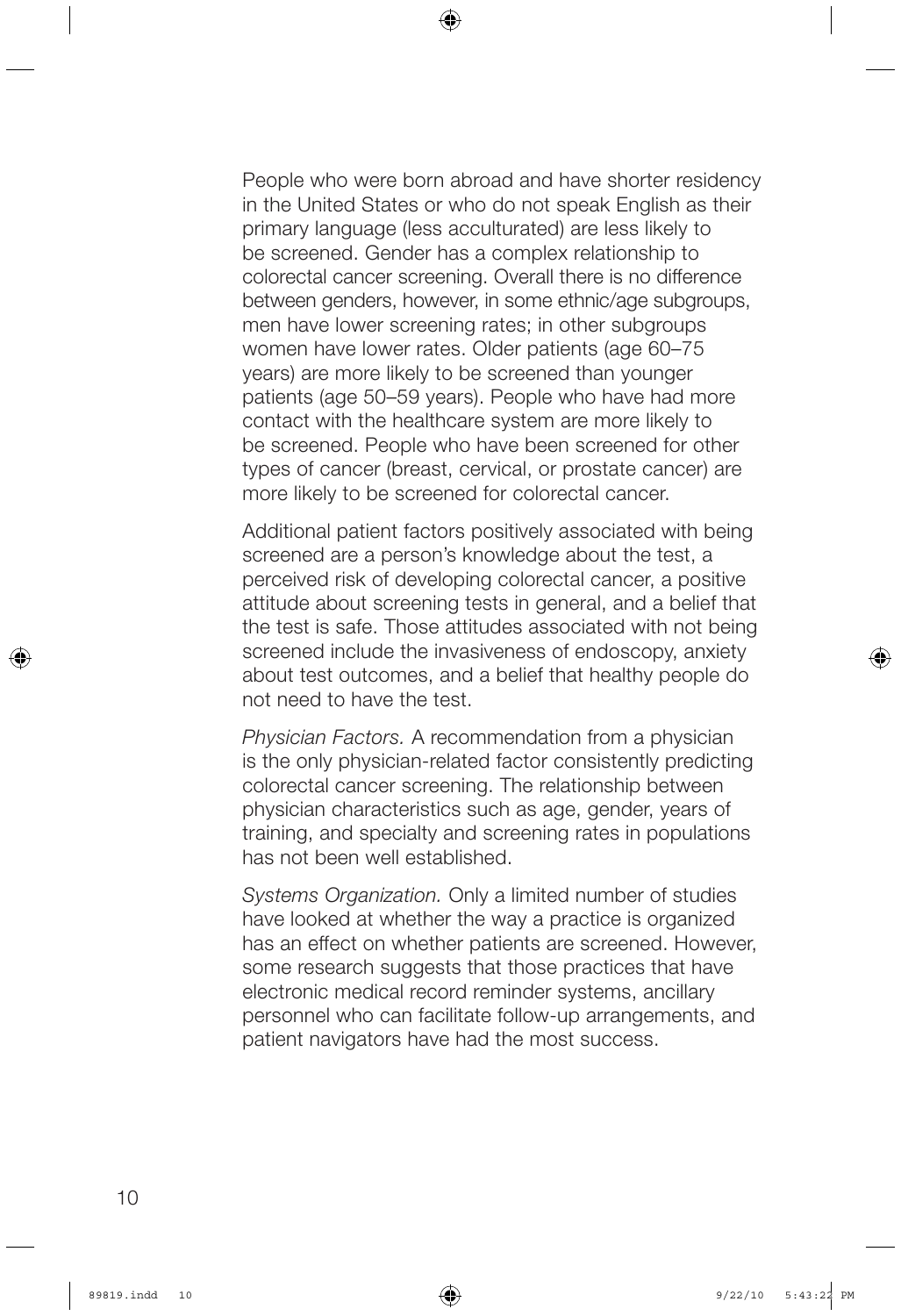People who were born abroad and have shorter residency in the United States or who do not speak English as their primary language (less acculturated) are less likely to be screened. Gender has a complex relationship to colorectal cancer screening. Overall there is no difference between genders, however, in some ethnic/age subgroups, men have lower screening rates; in other subgroups women have lower rates. Older patients (age 60–75 years) are more likely to be screened than younger patients (age 50–59 years). People who have had more contact with the healthcare system are more likely to be screened. People who have been screened for other types of cancer (breast, cervical, or prostate cancer) are more likely to be screened for colorectal cancer.

Additional patient factors positively associated with being screened are a person's knowledge about the test, a perceived risk of developing colorectal cancer, a positive attitude about screening tests in general, and a belief that the test is safe. Those attitudes associated with not being screened include the invasiveness of endoscopy, anxiety about test outcomes, and a belief that healthy people do not need to have the test.

*Physician Factors.* A recommendation from a physician is the only physician-related factor consistently predicting colorectal cancer screening. The relationship between physician characteristics such as age, gender, years of training, and specialty and screening rates in populations has not been well established.

*Systems Organization.* Only a limited number of studies have looked at whether the way a practice is organized has an effect on whether patients are screened. However, some research suggests that those practices that have electronic medical record reminder systems, ancillary personnel who can facilitate follow-up arrangements, and patient navigators have had the most success.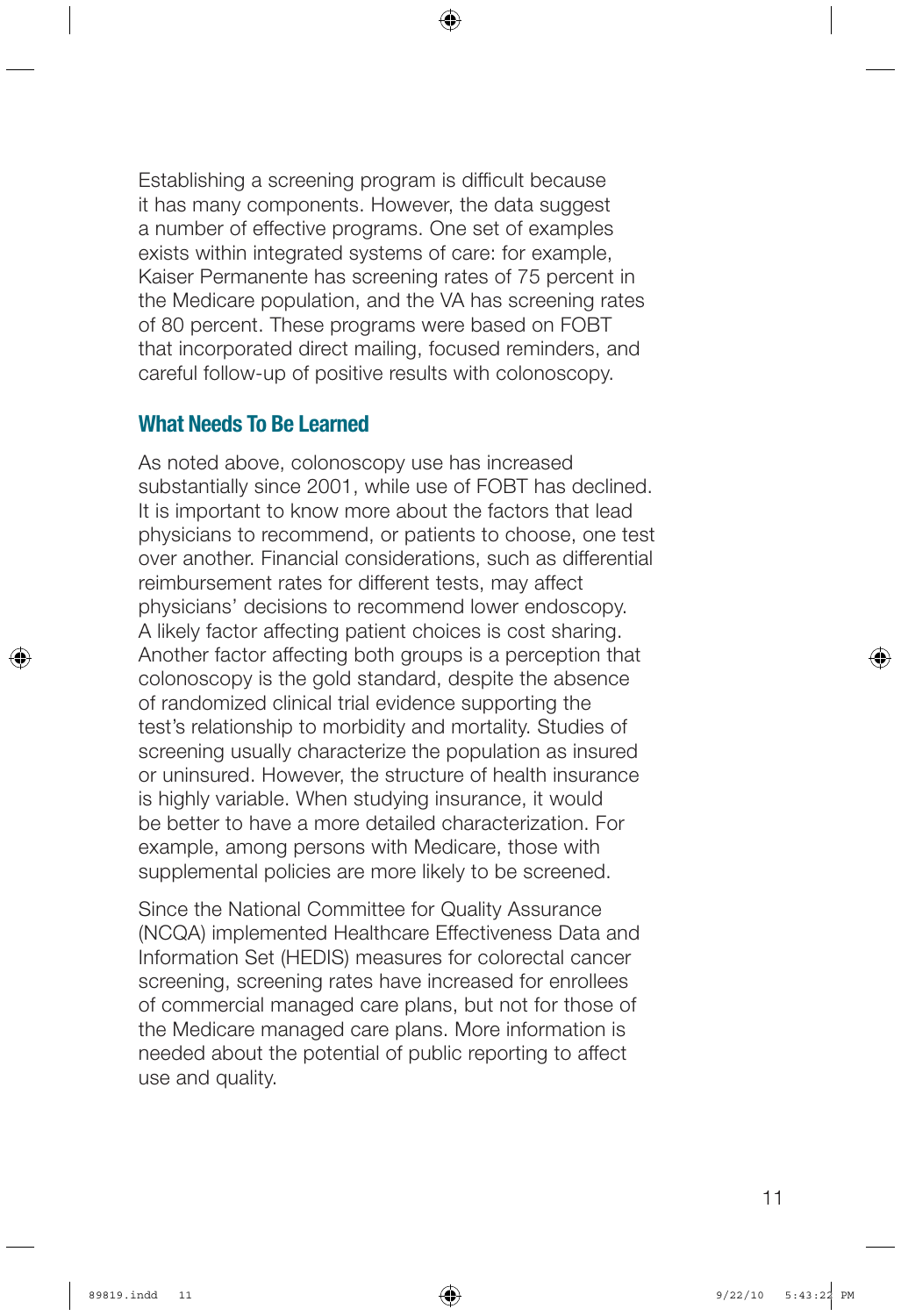Establishing a screening program is difficult because it has many components. However, the data suggest a number of effective programs. One set of examples exists within integrated systems of care: for example, Kaiser Permanente has screening rates of 75 percent in the Medicare population, and the VA has screening rates of 80 percent. These programs were based on FOBT that incorporated direct mailing, focused reminders, and careful follow-up of positive results with colonoscopy.

## What Needs To Be Learned

As noted above, colonoscopy use has increased substantially since 2001, while use of FOBT has declined. It is important to know more about the factors that lead physicians to recommend, or patients to choose, one test over another. Financial considerations, such as differential reimbursement rates for different tests, may affect physicians' decisions to recommend lower endoscopy. A likely factor affecting patient choices is cost sharing. Another factor affecting both groups is a perception that colonoscopy is the gold standard, despite the absence of randomized clinical trial evidence supporting the test's relationship to morbidity and mortality. Studies of screening usually characterize the population as insured or uninsured. However, the structure of health insurance is highly variable. When studying insurance, it would be better to have a more detailed characterization. For example, among persons with Medicare, those with supplemental policies are more likely to be screened.

Since the National Committee for Quality Assurance (NCQA) implemented Healthcare Effectiveness Data and Information Set (HEDIS) measures for colorectal cancer screening, screening rates have increased for enrollees of commercial managed care plans, but not for those of the Medicare managed care plans. More information is needed about the potential of public reporting to affect use and quality.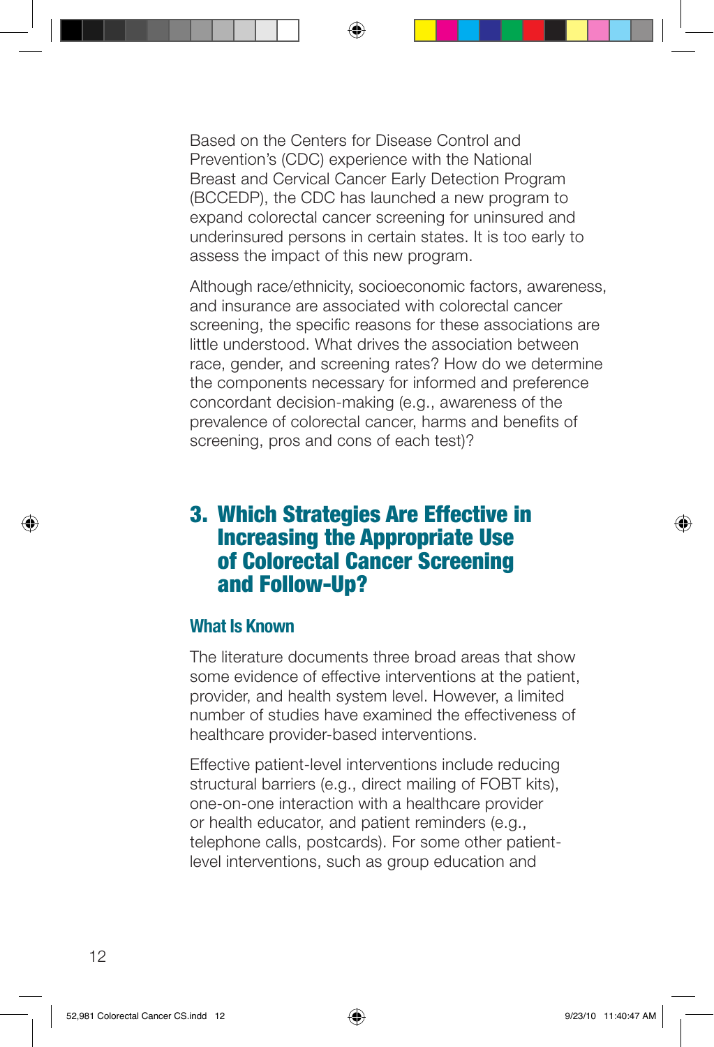Based on the Centers for Disease Control and Prevention's (CDC) experience with the National Breast and Cervical Cancer Early Detection Program (BCCEDP), the CDC has launched a new program to expand colorectal cancer screening for uninsured and underinsured persons in certain states. It is too early to assess the impact of this new program.

Although race/ethnicity, socioeconomic factors, awareness, and insurance are associated with colorectal cancer screening, the specific reasons for these associations are little understood. What drives the association between race, gender, and screening rates? How do we determine the components necessary for informed and preference concordant decision-making (e.g., awareness of the prevalence of colorectal cancer, harms and benefits of screening, pros and cons of each test)?

## 3. Which Strategies Are Effective in Increasing the Appropriate Use of Colorectal Cancer Screening and Follow-Up?

### What Is Known

The literature documents three broad areas that show some evidence of effective interventions at the patient, provider, and health system level. However, a limited number of studies have examined the effectiveness of healthcare provider-based interventions.

Effective patient-level interventions include reducing structural barriers (e.g., direct mailing of FOBT kits), one-on-one interaction with a healthcare provider or health educator, and patient reminders (e.g., telephone calls, postcards). For some other patient-level interventions, such as group education and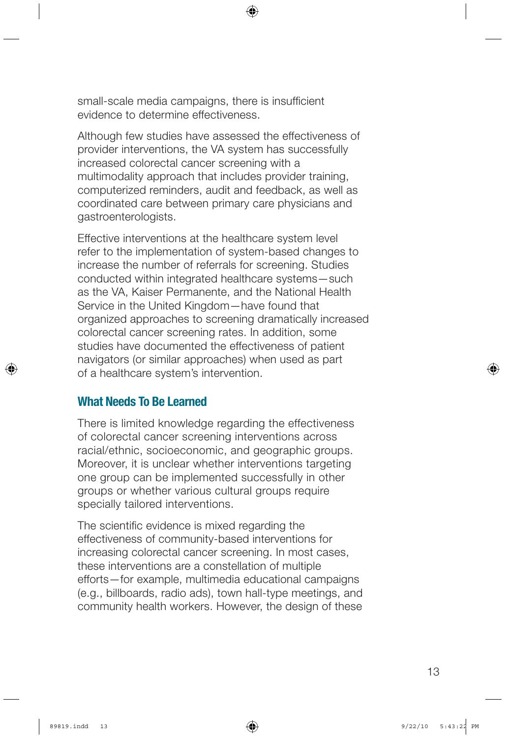small-scale media campaigns, there is insufficient evidence to determine effectiveness.

Although few studies have assessed the effectiveness of provider interventions, the VA system has successfully increased colorectal cancer screening with a multimodality approach that includes provider training, computerized reminders, audit and feedback, as well as coordinated care between primary care physicians and gastroenterologists.

Effective interventions at the healthcare system level refer to the implementation of system-based changes to increase the number of referrals for screening. Studies conducted within integrated healthcare systems—such as the VA, Kaiser Permanente, and the National Health Service in the United Kingdom—have found that organized approaches to screening dramatically increased colorectal cancer screening rates. In addition, some studies have documented the effectiveness of patient navigators (or similar approaches) when used as part of a healthcare system's intervention.

## What Needs To Be Learned

There is limited knowledge regarding the effectiveness of colorectal cancer screening interventions across racial/ethnic, socioeconomic, and geographic groups. Moreover, it is unclear whether interventions targeting one group can be implemented successfully in other groups or whether various cultural groups require specially tailored interventions.

The scientific evidence is mixed regarding the effectiveness of community-based interventions for increasing colorectal cancer screening. In most cases, these interventions are a constellation of multiple efforts—for example, multimedia educational campaigns (e.g., billboards, radio ads), town hall-type meetings, and community health workers. However, the design of these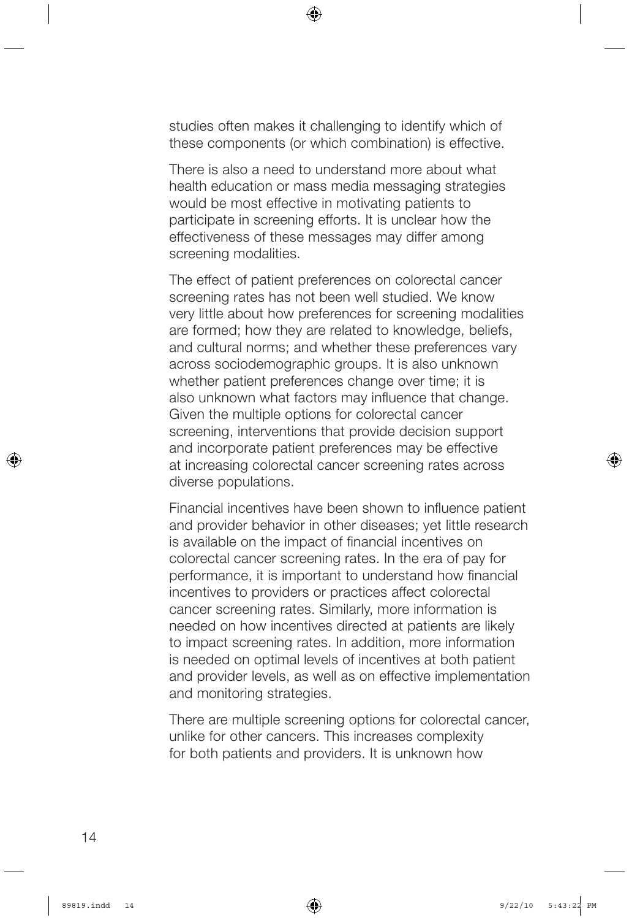studies often makes it challenging to identify which of these components (or which combination) is effective.

There is also a need to understand more about what health education or mass media messaging strategies would be most effective in motivating patients to participate in screening efforts. It is unclear how the effectiveness of these messages may differ among screening modalities.

The effect of patient preferences on colorectal cancer screening rates has not been well studied. We know very little about how preferences for screening modalities are formed; how they are related to knowledge, beliefs, and cultural norms; and whether these preferences vary across sociodemographic groups. It is also unknown whether patient preferences change over time; it is also unknown what factors may influence that change. Given the multiple options for colorectal cancer screening, interventions that provide decision support and incorporate patient preferences may be effective at increasing colorectal cancer screening rates across diverse populations.

Financial incentives have been shown to influence patient and provider behavior in other diseases; yet little research is available on the impact of financial incentives on colorectal cancer screening rates. In the era of pay for performance, it is important to understand how financial incentives to providers or practices affect colorectal cancer screening rates. Similarly, more information is needed on how incentives directed at patients are likely to impact screening rates. In addition, more information is needed on optimal levels of incentives at both patient and provider levels, as well as on effective implementation and monitoring strategies.

There are multiple screening options for colorectal cancer, unlike for other cancers. This increases complexity for both patients and providers. It is unknown how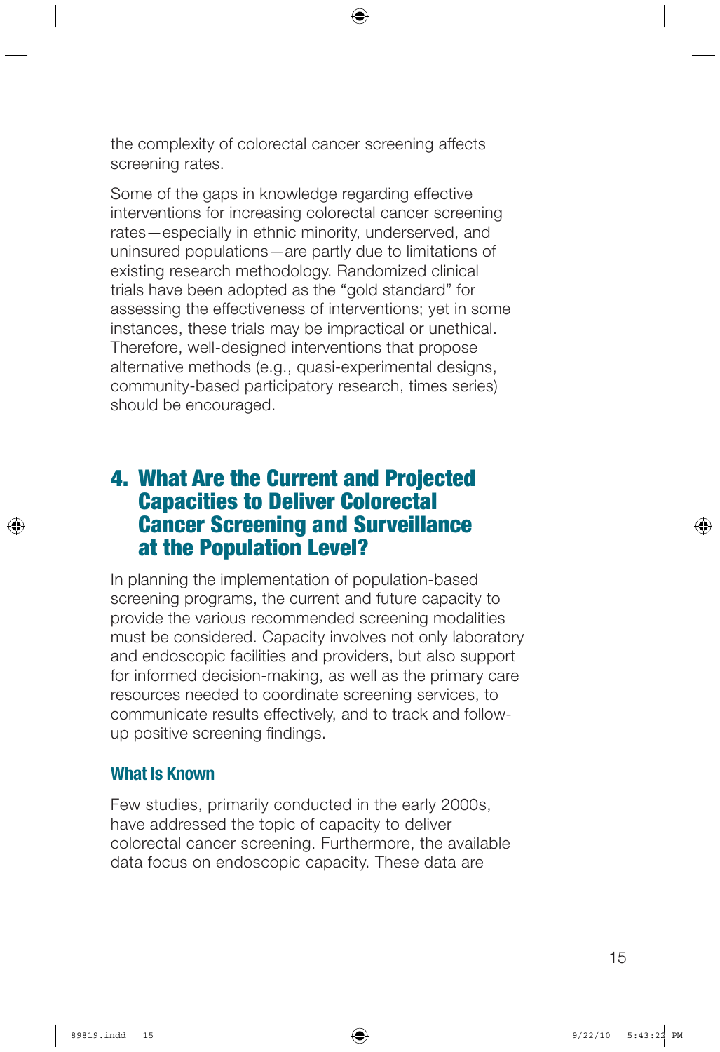the complexity of colorectal cancer screening affects screening rates.

Some of the gaps in knowledge regarding effective interventions for increasing colorectal cancer screening rates—especially in ethnic minority, underserved, and uninsured populations—are partly due to limitations of existing research methodology. Randomized clinical trials have been adopted as the "gold standard" for assessing the effectiveness of interventions; yet in some instances, these trials may be impractical or unethical. Therefore, well-designed interventions that propose alternative methods (e.g., quasi-experimental designs, community-based participatory research, times series) should be encouraged.

## 4. What Are the Current and Projected Capacities to Deliver Colorectal Cancer Screening and Surveillance at the Population Level?

In planning the implementation of population-based screening programs, the current and future capacity to provide the various recommended screening modalities must be considered. Capacity involves not only laboratory and endoscopic facilities and providers, but also support for informed decision-making, as well as the primary care resources needed to coordinate screening services, to communicate results effectively, and to track and follow-up positive screening findings.

### What Is Known

Few studies, primarily conducted in the early 2000s, have addressed the topic of capacity to deliver colorectal cancer screening. Furthermore, the available data focus on endoscopic capacity. These data are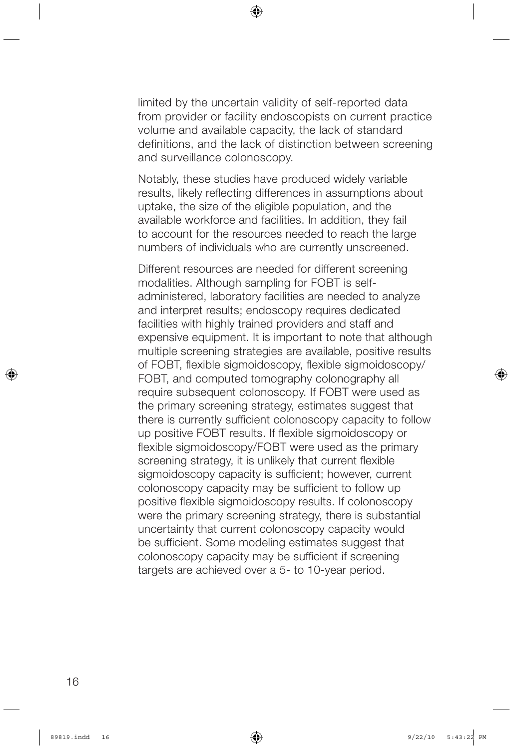limited by the uncertain validity of self-reported data from provider or facility endoscopists on current practice volume and available capacity, the lack of standard definitions, and the lack of distinction between screening and surveillance colonoscopy.

Notably, these studies have produced widely variable results, likely reflecting differences in assumptions about uptake, the size of the eligible population, and the available workforce and facilities. In addition, they fail to account for the resources needed to reach the large numbers of individuals who are currently unscreened.

Different resources are needed for different screening modalities. Although sampling for FOBT is self-administered, laboratory facilities are needed to analyze and interpret results; endoscopy requires dedicated facilities with highly trained providers and staff and expensive equipment. It is important to note that although multiple screening strategies are available, positive results of FOBT, flexible sigmoidoscopy, flexible sigmoidoscopy/FOBT, and computed tomography colonography all require subsequent colonoscopy. If FOBT were used as the primary screening strategy, estimates suggest that there is currently sufficient colonoscopy capacity to follow up positive FOBT results. If flexible sigmoidoscopy or flexible sigmoidoscopy/FOBT were used as the primary screening strategy, it is unlikely that current flexible sigmoidoscopy capacity is sufficient; however, current colonoscopy capacity may be sufficient to follow up positive flexible sigmoidoscopy results. If colonoscopy were the primary screening strategy, there is substantial uncertainty that current colonoscopy capacity would be sufficient. Some modeling estimates suggest that colonoscopy capacity may be sufficient if screening targets are achieved over a 5- to 10-year period.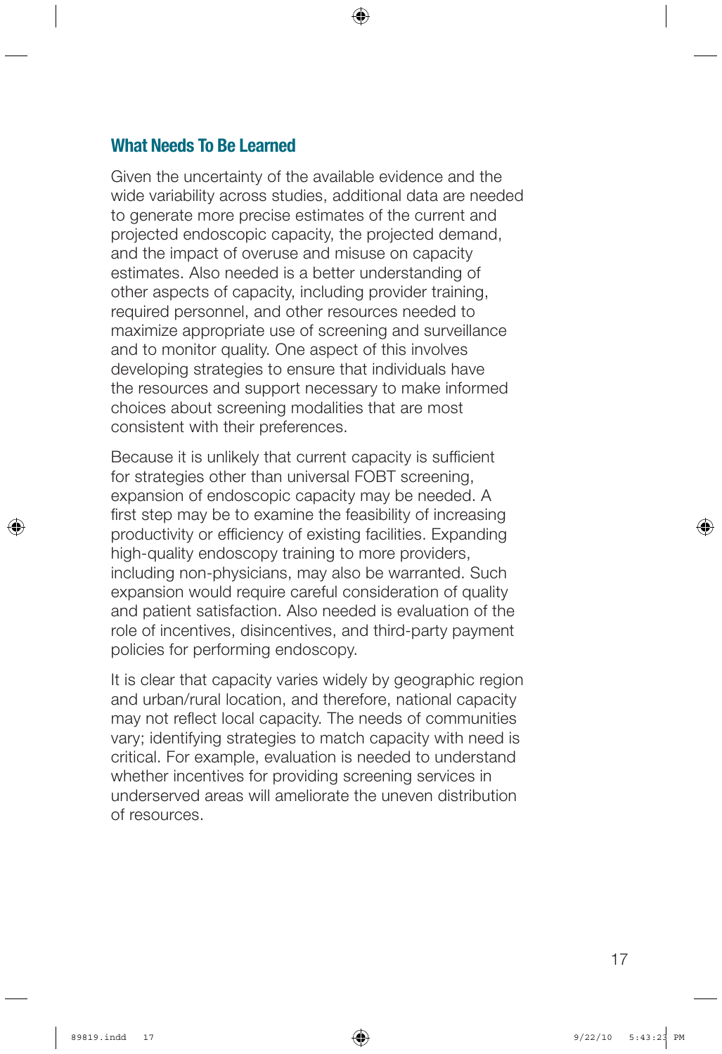## What Needs To Be Learned

Given the uncertainty of the available evidence and the wide variability across studies, additional data are needed to generate more precise estimates of the current and projected endoscopic capacity, the projected demand, and the impact of overuse and misuse on capacity estimates. Also needed is a better understanding of other aspects of capacity, including provider training, required personnel, and other resources needed to maximize appropriate use of screening and surveillance and to monitor quality. One aspect of this involves developing strategies to ensure that individuals have the resources and support necessary to make informed choices about screening modalities that are most consistent with their preferences.

Because it is unlikely that current capacity is sufficient for strategies other than universal FOBT screening, expansion of endoscopic capacity may be needed. A first step may be to examine the feasibility of increasing productivity or efficiency of existing facilities. Expanding high-quality endoscopy training to more providers, including non-physicians, may also be warranted. Such expansion would require careful consideration of quality and patient satisfaction. Also needed is evaluation of the role of incentives, disincentives, and third-party payment policies for performing endoscopy.

It is clear that capacity varies widely by geographic region and urban/rural location, and therefore, national capacity may not reflect local capacity. The needs of communities vary; identifying strategies to match capacity with need is critical. For example, evaluation is needed to understand whether incentives for providing screening services in underserved areas will ameliorate the uneven distribution of resources.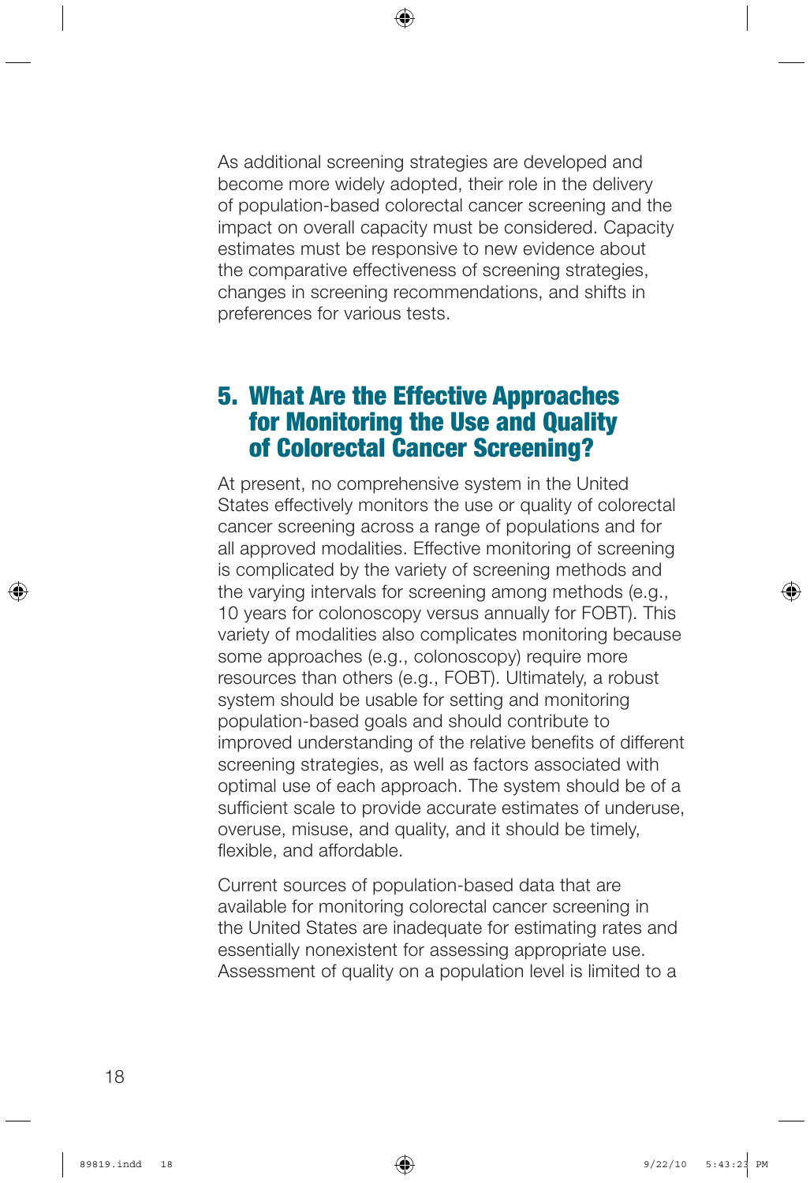As additional screening strategies are developed and become more widely adopted, their role in the delivery of population-based colorectal cancer screening and the impact on overall capacity must be considered. Capacity estimates must be responsive to new evidence about the comparative effectiveness of screening strategies, changes in screening recommendations, and shifts in preferences for various tests.

## 5. What Are the Effective Approaches for Monitoring the Use and Quality of Colorectal Cancer Screening?

At present, no comprehensive system in the United States effectively monitors the use or quality of colorectal cancer screening across a range of populations and for all approved modalities. Effective monitoring of screening is complicated by the variety of screening methods and the varying intervals for screening among methods (e.g., 10 years for colonoscopy versus annually for FOBT). This variety of modalities also complicates monitoring because some approaches (e.g., colonoscopy) require more resources than others (e.g., FOBT). Ultimately, a robust system should be usable for setting and monitoring population-based goals and should contribute to improved understanding of the relative benefits of different screening strategies, as well as factors associated with optimal use of each approach. The system should be of a sufficient scale to provide accurate estimates of underuse, overuse, misuse, and quality, and it should be timely, flexible, and affordable.

Current sources of population-based data that are available for monitoring colorectal cancer screening in the United States are inadequate for estimating rates and essentially nonexistent for assessing appropriate use. Assessment of quality on a population level is limited to a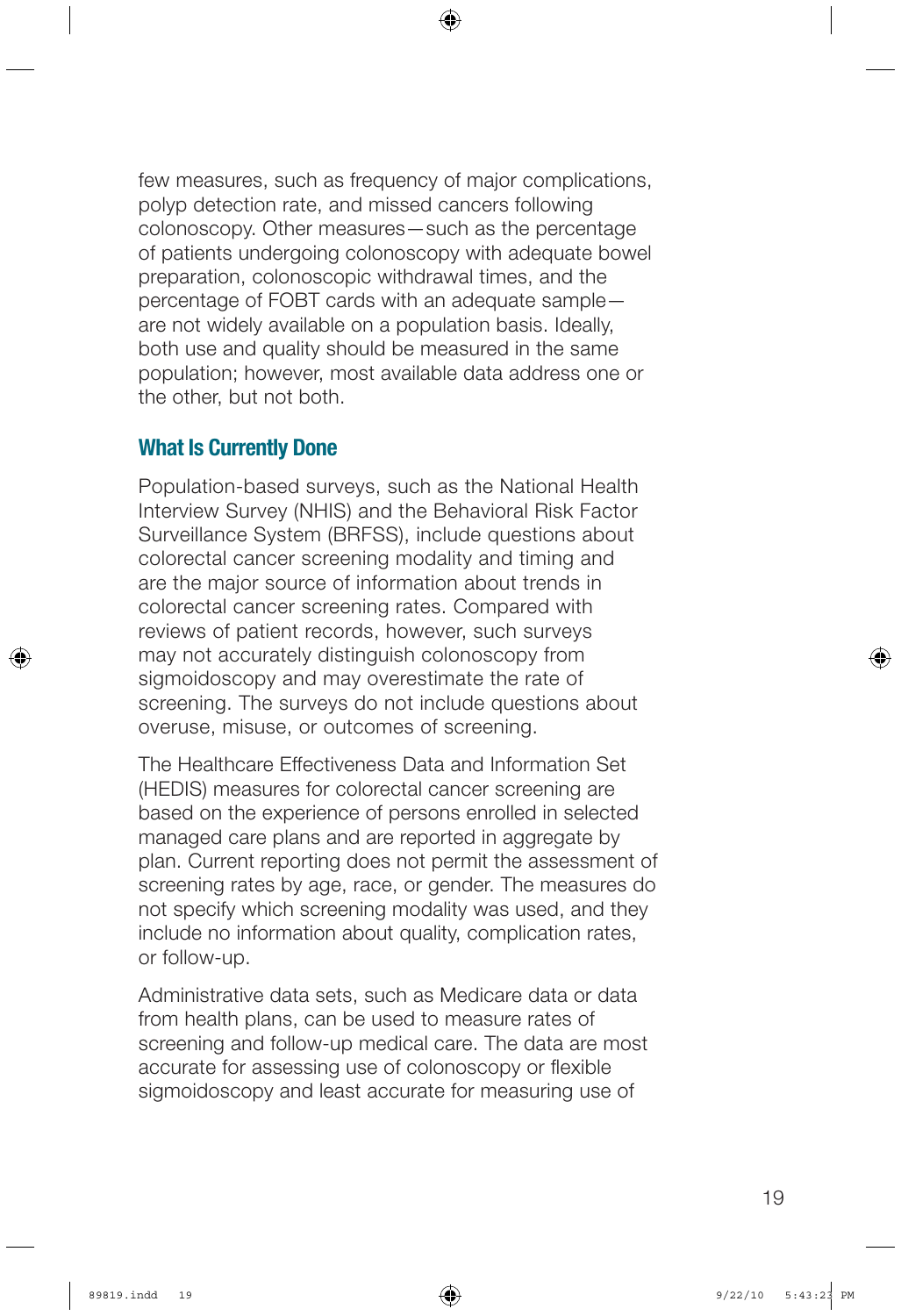few measures, such as frequency of major complications, polyp detection rate, and missed cancers following colonoscopy. Other measures—such as the percentage of patients undergoing colonoscopy with adequate bowel preparation, colonoscopic withdrawal times, and the percentage of FOBT cards with an adequate sample—are not widely available on a population basis. Ideally, both use and quality should be measured in the same population; however, most available data address one or the other, but not both.

## What Is Currently Done

Population-based surveys, such as the National Health Interview Survey (NHIS) and the Behavioral Risk Factor Surveillance System (BRFSS), include questions about colorectal cancer screening modality and timing and are the major source of information about trends in colorectal cancer screening rates. Compared with reviews of patient records, however, such surveys may not accurately distinguish colonoscopy from sigmoidoscopy and may overestimate the rate of screening. The surveys do not include questions about overuse, misuse, or outcomes of screening.

The Healthcare Effectiveness Data and Information Set (HEDIS) measures for colorectal cancer screening are based on the experience of persons enrolled in selected managed care plans and are reported in aggregate by plan. Current reporting does not permit the assessment of screening rates by age, race, or gender. The measures do not specify which screening modality was used, and they include no information about quality, complication rates, or follow-up.

Administrative data sets, such as Medicare data or data from health plans, can be used to measure rates of screening and follow-up medical care. The data are most accurate for assessing use of colonoscopy or flexible sigmoidoscopy and least accurate for measuring use of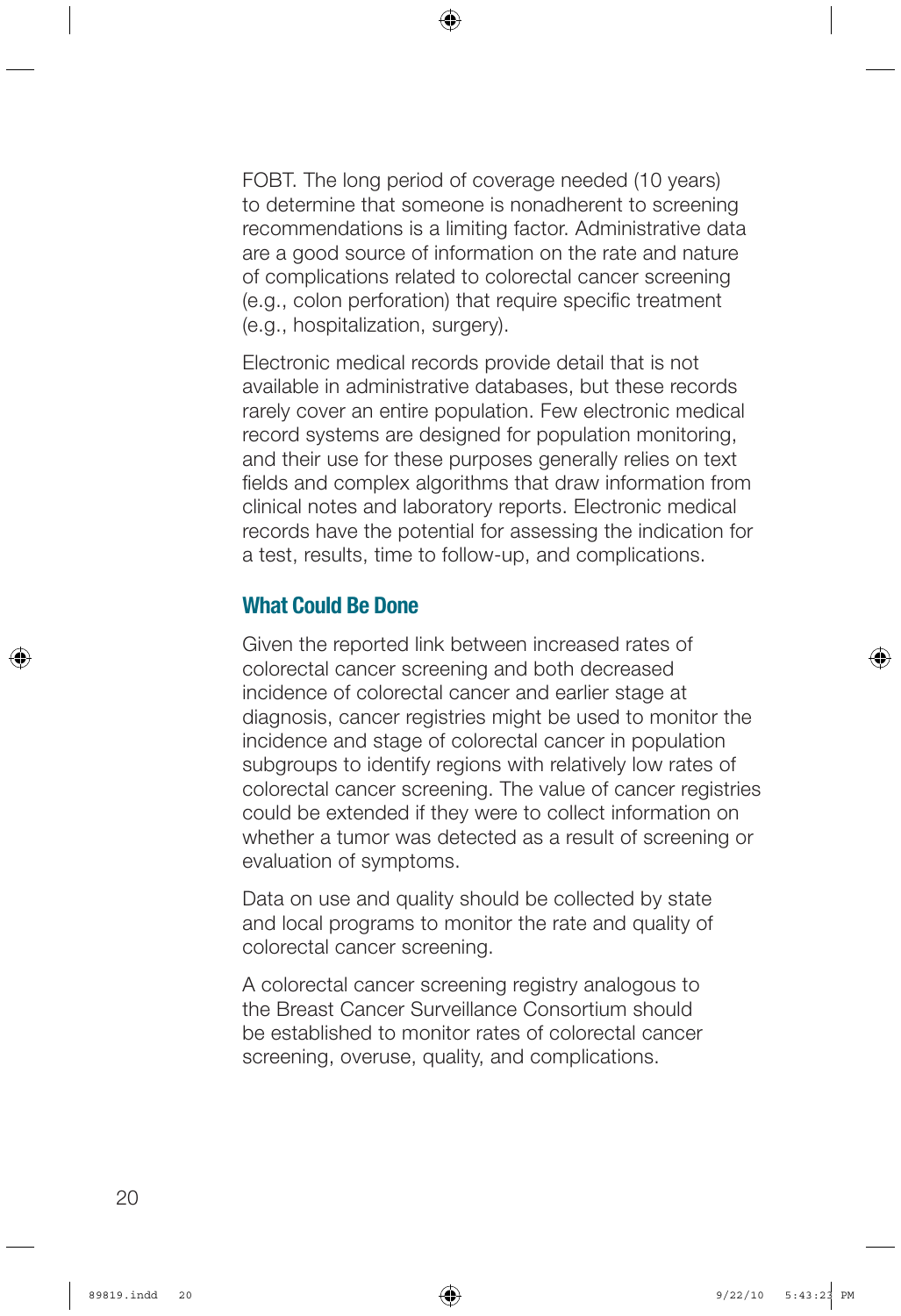FOBT. The long period of coverage needed (10 years) to determine that someone is nonadherent to screening recommendations is a limiting factor. Administrative data are a good source of information on the rate and nature of complications related to colorectal cancer screening (e.g., colon perforation) that require specific treatment (e.g., hospitalization, surgery).

Electronic medical records provide detail that is not available in administrative databases, but these records rarely cover an entire population. Few electronic medical record systems are designed for population monitoring, and their use for these purposes generally relies on text fields and complex algorithms that draw information from clinical notes and laboratory reports. Electronic medical records have the potential for assessing the indication for a test, results, time to follow-up, and complications.

## What Could Be Done

Given the reported link between increased rates of colorectal cancer screening and both decreased incidence of colorectal cancer and earlier stage at diagnosis, cancer registries might be used to monitor the incidence and stage of colorectal cancer in population subgroups to identify regions with relatively low rates of colorectal cancer screening. The value of cancer registries could be extended if they were to collect information on whether a tumor was detected as a result of screening or evaluation of symptoms.

Data on use and quality should be collected by state and local programs to monitor the rate and quality of colorectal cancer screening.

A colorectal cancer screening registry analogous to the Breast Cancer Surveillance Consortium should be established to monitor rates of colorectal cancer screening, overuse, quality, and complications.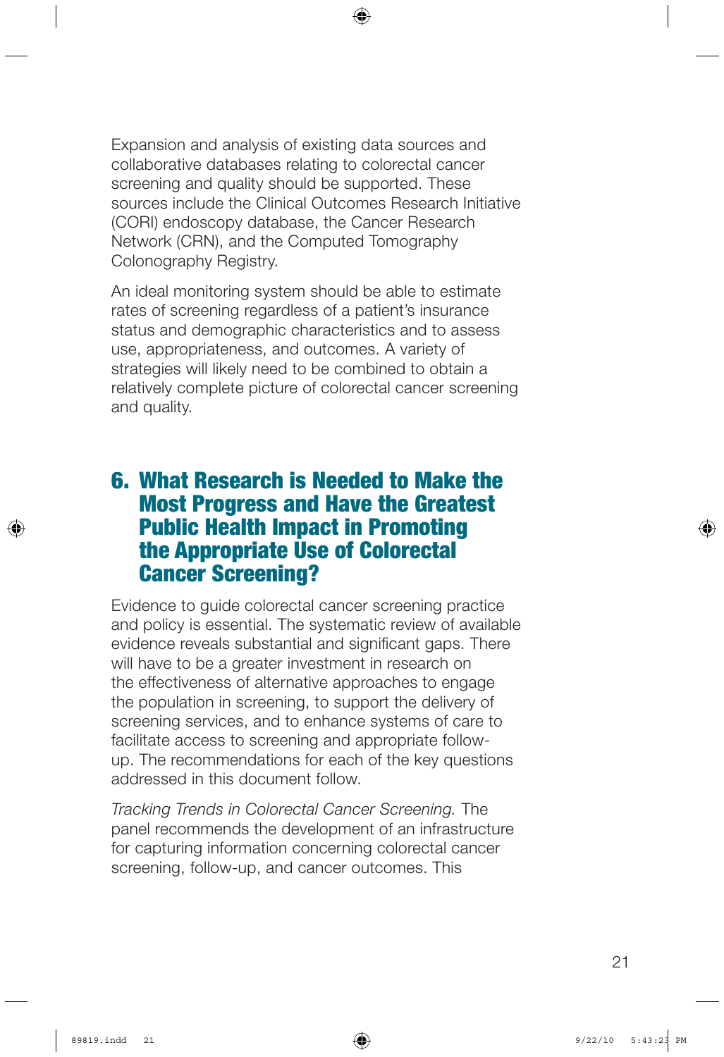Expansion and analysis of existing data sources and collaborative databases relating to colorectal cancer screening and quality should be supported. These sources include the Clinical Outcomes Research Initiative (CORI) endoscopy database, the Cancer Research Network (CRN), and the Computed Tomography Colonography Registry.

An ideal monitoring system should be able to estimate rates of screening regardless of a patient's insurance status and demographic characteristics and to assess use, appropriateness, and outcomes. A variety of strategies will likely need to be combined to obtain a relatively complete picture of colorectal cancer screening and quality.

## 6. What Research is Needed to Make the Most Progress and Have the Greatest Public Health Impact in Promoting the Appropriate Use of Colorectal Cancer Screening?

Evidence to guide colorectal cancer screening practice and policy is essential. The systematic review of available evidence reveals substantial and significant gaps. There will have to be a greater investment in research on the effectiveness of alternative approaches to engage the population in screening, to support the delivery of screening services, and to enhance systems of care to facilitate access to screening and appropriate follow-up. The recommendations for each of the key questions addressed in this document follow.

*Tracking Trends in Colorectal Cancer Screening.* The panel recommends the development of an infrastructure for capturing information concerning colorectal cancer screening, follow-up, and cancer outcomes. This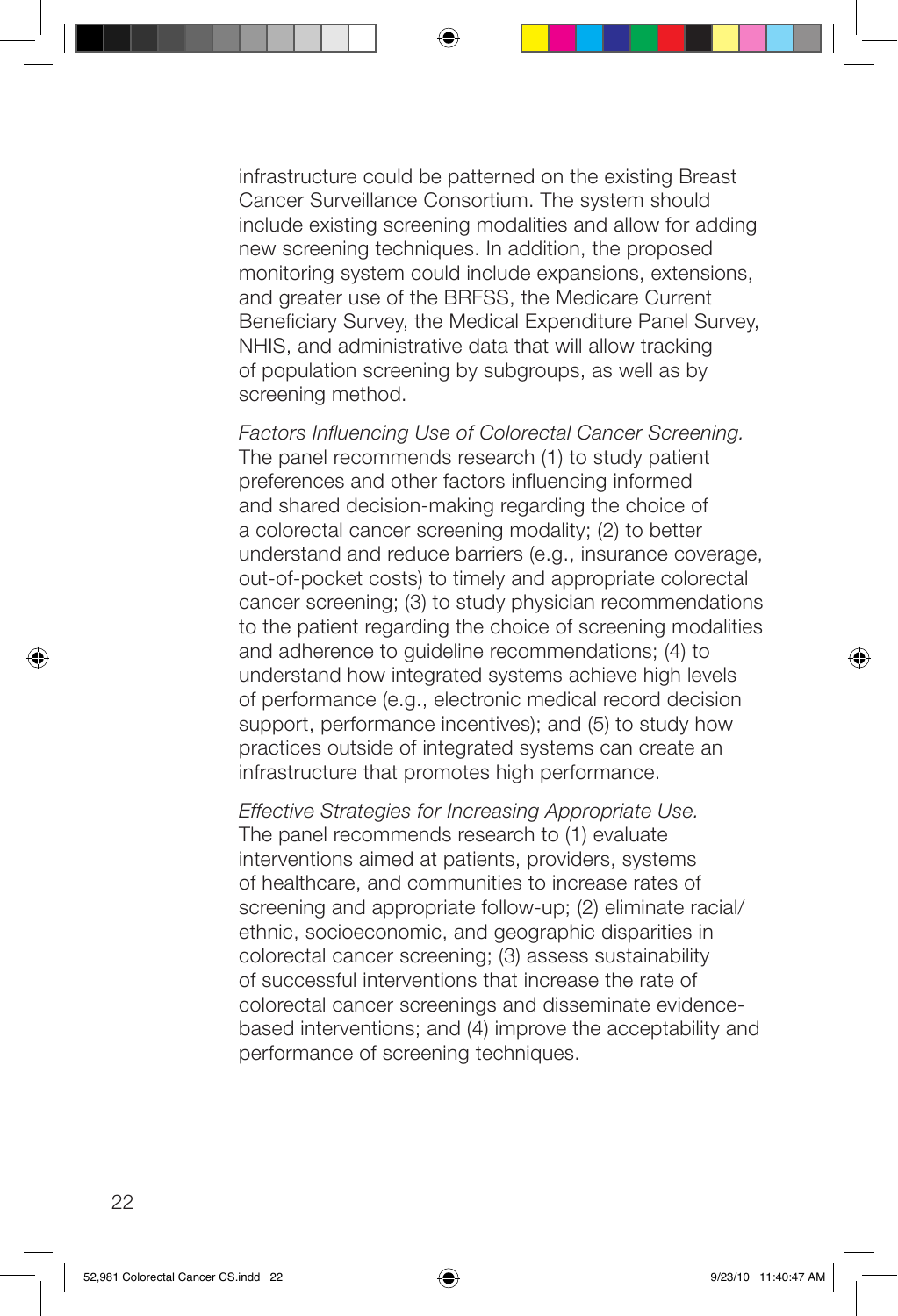infrastructure could be patterned on the existing Breast Cancer Surveillance Consortium. The system should include existing screening modalities and allow for adding new screening techniques. In addition, the proposed monitoring system could include expansions, extensions, and greater use of the BRFSS, the Medicare Current Beneficiary Survey, the Medical Expenditure Panel Survey, NHIS, and administrative data that will allow tracking of population screening by subgroups, as well as by screening method.

*Factors Influencing Use of Colorectal Cancer Screening.* The panel recommends research (1) to study patient preferences and other factors influencing informed and shared decision-making regarding the choice of a colorectal cancer screening modality; (2) to better understand and reduce barriers (e.g., insurance coverage, out-of-pocket costs) to timely and appropriate colorectal cancer screening; (3) to study physician recommendations to the patient regarding the choice of screening modalities and adherence to guideline recommendations; (4) to understand how integrated systems achieve high levels of performance (e.g., electronic medical record decision support, performance incentives); and (5) to study how practices outside of integrated systems can create an infrastructure that promotes high performance.

*Effective Strategies for Increasing Appropriate Use.* The panel recommends research to (1) evaluate interventions aimed at patients, providers, systems of healthcare, and communities to increase rates of screening and appropriate follow-up; (2) eliminate racial/ethnic, socioeconomic, and geographic disparities in colorectal cancer screening; (3) assess sustainability of successful interventions that increase the rate of colorectal cancer screenings and disseminate evidence-based interventions; and (4) improve the acceptability and performance of screening techniques.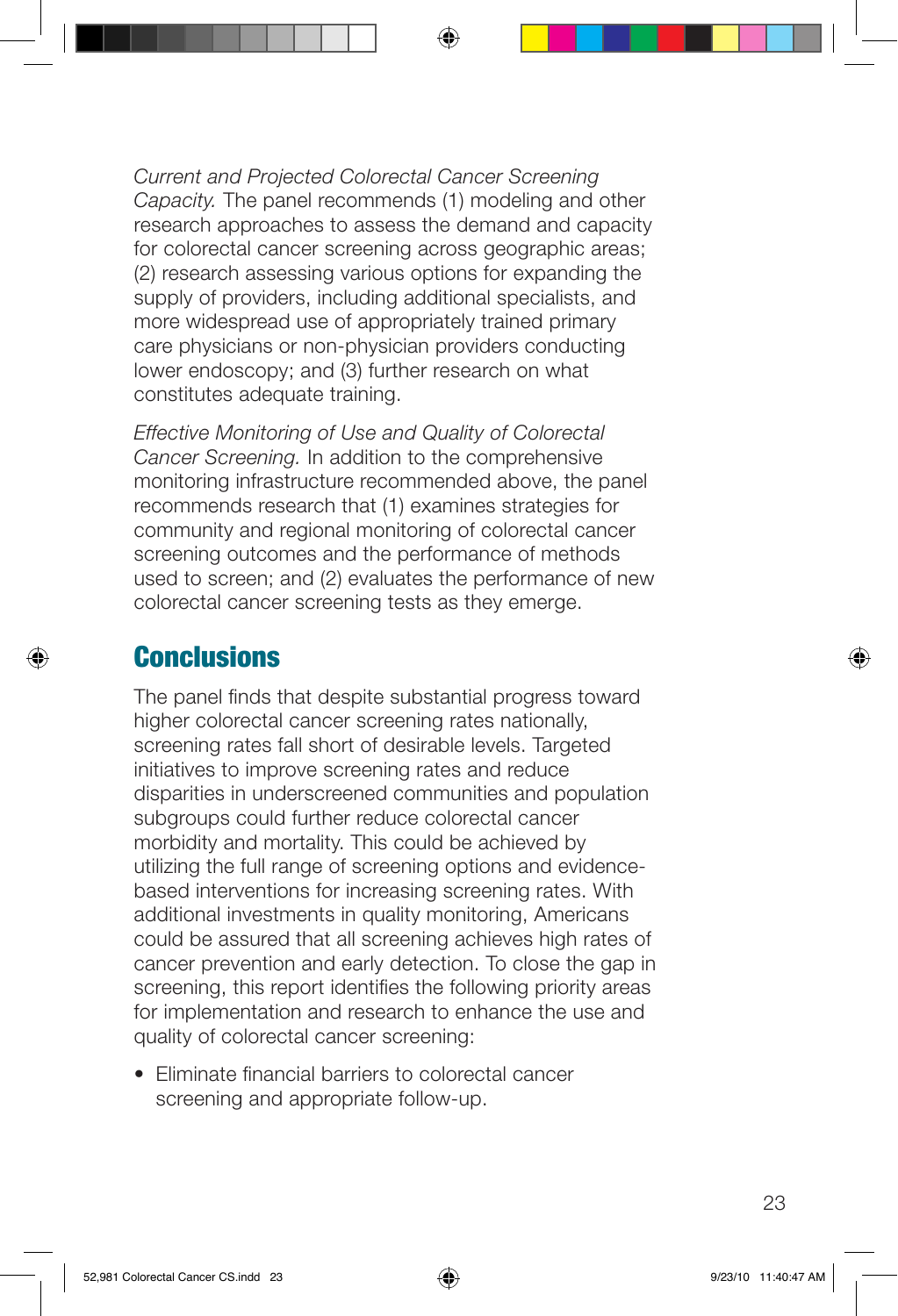*Current and Projected Colorectal Cancer Screening Capacity.* The panel recommends (1) modeling and other research approaches to assess the demand and capacity for colorectal cancer screening across geographic areas; (2) research assessing various options for expanding the supply of providers, including additional specialists, and more widespread use of appropriately trained primary care physicians or non-physician providers conducting lower endoscopy; and (3) further research on what constitutes adequate training.

*Effective Monitoring of Use and Quality of Colorectal Cancer Screening.* In addition to the comprehensive monitoring infrastructure recommended above, the panel recommends research that (1) examines strategies for community and regional monitoring of colorectal cancer screening outcomes and the performance of methods used to screen; and (2) evaluates the performance of new colorectal cancer screening tests as they emerge.

## Conclusions

The panel finds that despite substantial progress toward higher colorectal cancer screening rates nationally, screening rates fall short of desirable levels. Targeted initiatives to improve screening rates and reduce disparities in underscreened communities and population subgroups could further reduce colorectal cancer morbidity and mortality. This could be achieved by utilizing the full range of screening options and evidence-based interventions for increasing screening rates. With additional investments in quality monitoring, Americans could be assured that all screening achieves high rates of cancer prevention and early detection. To close the gap in screening, this report identifies the following priority areas for implementation and research to enhance the use and quality of colorectal cancer screening:

- Eliminate financial barriers to colorectal cancer screening and appropriate follow-up.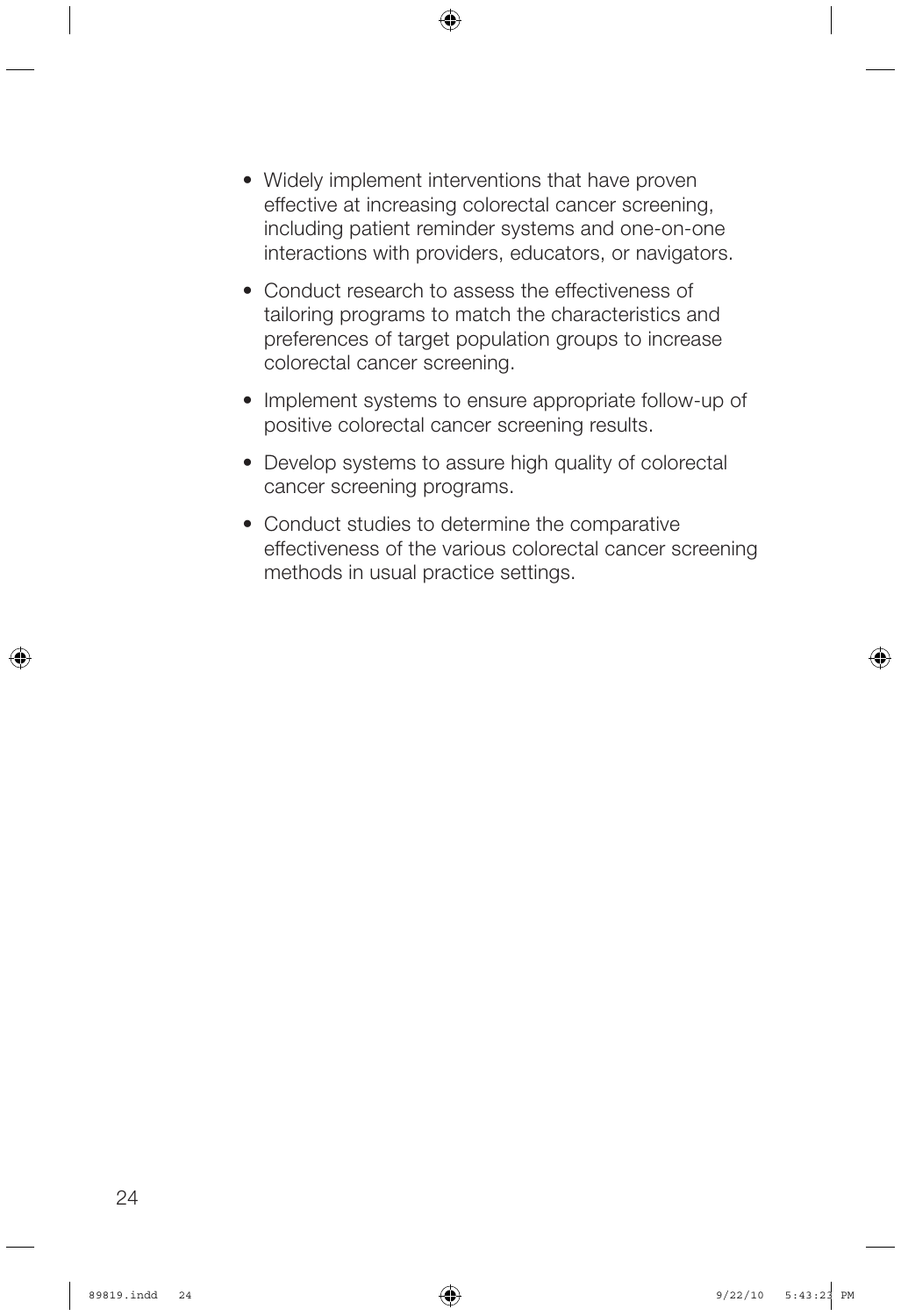- Widely implement interventions that have proven effective at increasing colorectal cancer screening, including patient reminder systems and one-on-one interactions with providers, educators, or navigators.
- Conduct research to assess the effectiveness of tailoring programs to match the characteristics and preferences of target population groups to increase colorectal cancer screening.
- Implement systems to ensure appropriate follow-up of positive colorectal cancer screening results.
- Develop systems to assure high quality of colorectal cancer screening programs.
- Conduct studies to determine the comparative effectiveness of the various colorectal cancer screening methods in usual practice settings.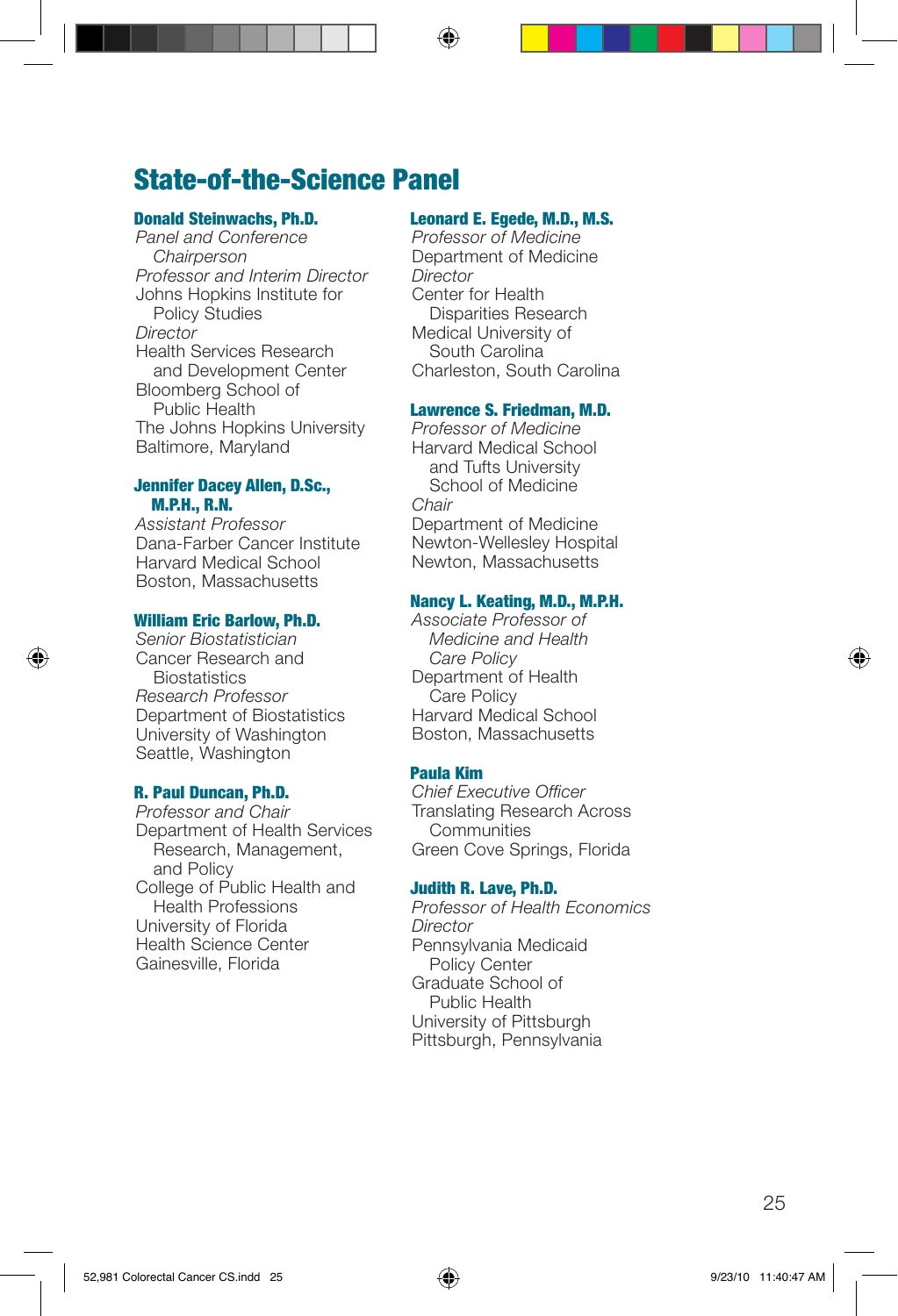## State-of-the-Science Panel

**Donald Steinwachs, Ph.D.**
*Panel and Conference Chairperson*
*Professor and Interim Director*
Johns Hopkins Institute for Policy Studies
*Director*
Health Services Research and Development Center
Bloomberg School of Public Health
The Johns Hopkins University
Baltimore, Maryland

**Jennifer Dacey Allen, D.Sc., M.P.H., R.N.**
*Assistant Professor*
Dana-Farber Cancer Institute
Harvard Medical School
Boston, Massachusetts

**William Eric Barlow, Ph.D.**
*Senior Biostatistician*
Cancer Research and Biostatistics
*Research Professor*
Department of Biostatistics
University of Washington
Seattle, Washington

**R. Paul Duncan, Ph.D.**
*Professor and Chair*
Department of Health Services Research, Management, and Policy
College of Public Health and Health Professions
University of Florida
Health Science Center
Gainesville, Florida

**Leonard E. Egede, M.D., M.S.**
*Professor of Medicine*
Department of Medicine
*Director*
Center for Health Disparities Research
Medical University of South Carolina
Charleston, South Carolina

**Lawrence S. Friedman, M.D.**
*Professor of Medicine*
Harvard Medical School and Tufts University School of Medicine
*Chair*
Department of Medicine
Newton-Wellesley Hospital
Newton, Massachusetts

**Nancy L. Keating, M.D., M.P.H.**
*Associate Professor of Medicine and Health Care Policy*
Department of Health Care Policy
Harvard Medical School
Boston, Massachusetts

**Paula Kim**
*Chief Executive Officer*
Translating Research Across Communities
Green Cove Springs, Florida

**Judith R. Lave, Ph.D.**
*Professor of Health Economics*
*Director*
Pennsylvania Medicaid Policy Center
Graduate School of Public Health
University of Pittsburgh
Pittsburgh, Pennsylvania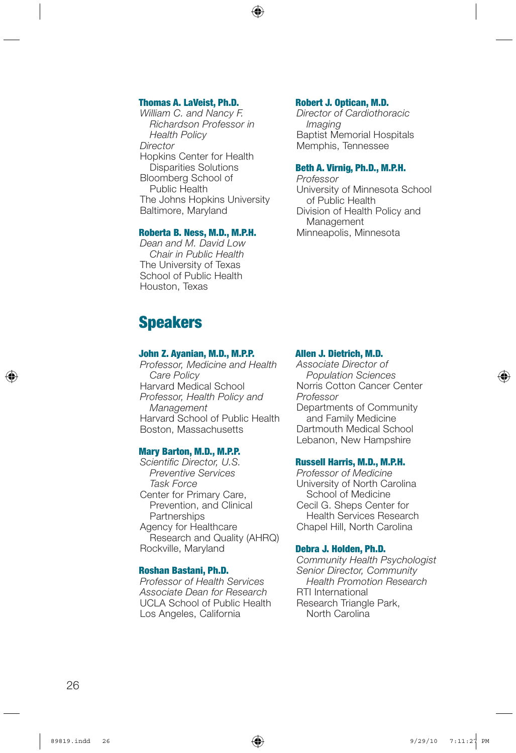**Thomas A. LaVeist, Ph.D.**
*William C. and Nancy F. Richardson Professor in Health Policy*
*Director*
Hopkins Center for Health Disparities Solutions
Bloomberg School of Public Health
The Johns Hopkins University
Baltimore, Maryland

**Roberta B. Ness, M.D., M.P.H.**
*Dean and M. David Low Chair in Public Health*
The University of Texas
School of Public Health
Houston, Texas

**Robert J. Optican, M.D.**
*Director of Cardiothoracic Imaging*
Baptist Memorial Hospitals
Memphis, Tennessee

**Beth A. Virnig, Ph.D., M.P.H.**
*Professor*
University of Minnesota School of Public Health
Division of Health Policy and Management
Minneapolis, Minnesota

# Speakers

**John Z. Ayanian, M.D., M.P.P.**
*Professor, Medicine and Health Care Policy*
Harvard Medical School
*Professor, Health Policy and Management*
Harvard School of Public Health
Boston, Massachusetts

**Mary Barton, M.D., M.P.P.**
*Scientific Director, U.S. Preventive Services Task Force*
Center for Primary Care, Prevention, and Clinical Partnerships
Agency for Healthcare Research and Quality (AHRQ)
Rockville, Maryland

**Roshan Bastani, Ph.D.**
*Professor of Health Services*
*Associate Dean for Research*
UCLA School of Public Health
Los Angeles, California

**Allen J. Dietrich, M.D.**
*Associate Director of Population Sciences*
Norris Cotton Cancer Center
*Professor*
Departments of Community and Family Medicine
Dartmouth Medical School
Lebanon, New Hampshire

**Russell Harris, M.D., M.P.H.**
*Professor of Medicine*
University of North Carolina School of Medicine
Cecil G. Sheps Center for Health Services Research
Chapel Hill, North Carolina

**Debra J. Holden, Ph.D.**
*Community Health Psychologist*
*Senior Director, Community Health Promotion Research*
RTI International
Research Triangle Park, North Carolina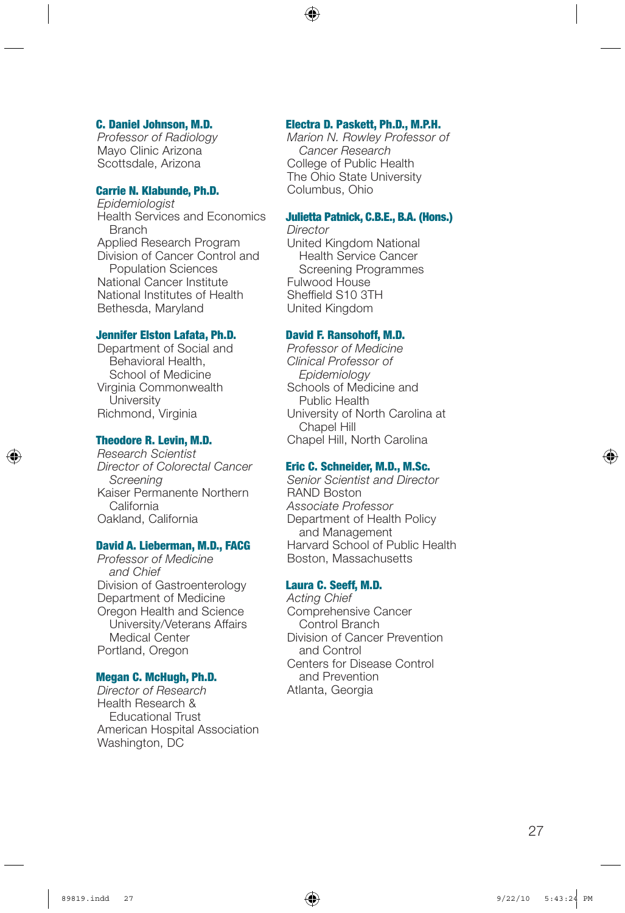**C. Daniel Johnson, M.D.**
*Professor of Radiology*
Mayo Clinic Arizona
Scottsdale, Arizona

**Carrie N. Klabunde, Ph.D.**
*Epidemiologist*
Health Services and Economics Branch
Applied Research Program
Division of Cancer Control and Population Sciences
National Cancer Institute
National Institutes of Health
Bethesda, Maryland

**Jennifer Elston Lafata, Ph.D.**
Department of Social and Behavioral Health, School of Medicine
Virginia Commonwealth University
Richmond, Virginia

**Theodore R. Levin, M.D.**
*Research Scientist*
*Director of Colorectal Cancer Screening*
Kaiser Permanente Northern California
Oakland, California

**David A. Lieberman, M.D., FACG**
*Professor of Medicine and Chief*
Division of Gastroenterology
Department of Medicine
Oregon Health and Science University/Veterans Affairs Medical Center
Portland, Oregon

**Megan C. McHugh, Ph.D.**
*Director of Research*
Health Research & Educational Trust
American Hospital Association
Washington, DC

**Electra D. Paskett, Ph.D., M.P.H.**
*Marion N. Rowley Professor of Cancer Research*
College of Public Health
The Ohio State University
Columbus, Ohio

**Julietta Patnick, C.B.E., B.A. (Hons.)**
*Director*
United Kingdom National Health Service Cancer Screening Programmes
Fulwood House
Sheffield S10 3TH
United Kingdom

**David F. Ransohoff, M.D.**
*Professor of Medicine*
*Clinical Professor of Epidemiology*
Schools of Medicine and Public Health
University of North Carolina at Chapel Hill
Chapel Hill, North Carolina

**Eric C. Schneider, M.D., M.Sc.**
*Senior Scientist and Director*
RAND Boston
*Associate Professor*
Department of Health Policy and Management
Harvard School of Public Health
Boston, Massachusetts

**Laura C. Seeff, M.D.**
*Acting Chief*
Comprehensive Cancer Control Branch
Division of Cancer Prevention and Control
Centers for Disease Control and Prevention
Atlanta, Georgia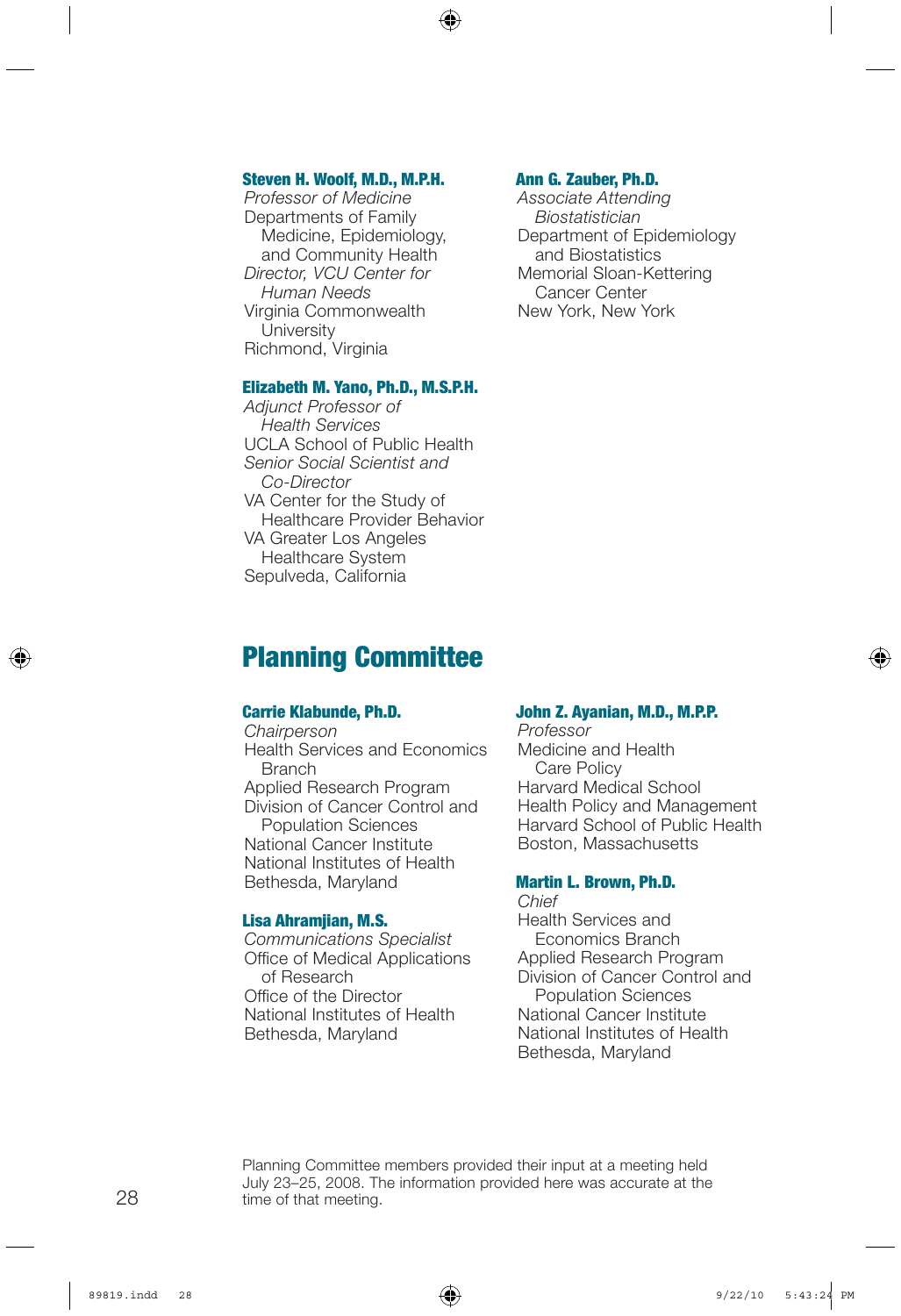**Steven H. Woolf, M.D., M.P.H.**
*Professor of Medicine*
Departments of Family Medicine, Epidemiology, and Community Health
*Director, VCU Center for Human Needs*
Virginia Commonwealth University
Richmond, Virginia

**Elizabeth M. Yano, Ph.D., M.S.P.H.**
*Adjunct Professor of Health Services*
UCLA School of Public Health
*Senior Social Scientist and Co-Director*
VA Center for the Study of Healthcare Provider Behavior
VA Greater Los Angeles Healthcare System
Sepulveda, California

**Ann G. Zauber, Ph.D.**
*Associate Attending Biostatistician*
Department of Epidemiology and Biostatistics
Memorial Sloan-Kettering Cancer Center
New York, New York

## Planning Committee

**Carrie Klabunde, Ph.D.**
*Chairperson*
Health Services and Economics Branch
Applied Research Program
Division of Cancer Control and Population Sciences
National Cancer Institute
National Institutes of Health
Bethesda, Maryland

**Lisa Ahramjian, M.S.**
*Communications Specialist*
Office of Medical Applications of Research
Office of the Director
National Institutes of Health
Bethesda, Maryland

**John Z. Ayanian, M.D., M.P.P.**
*Professor*
Medicine and Health Care Policy
Harvard Medical School
Health Policy and Management
Harvard School of Public Health
Boston, Massachusetts

**Martin L. Brown, Ph.D.**
*Chief*
Health Services and Economics Branch
Applied Research Program
Division of Cancer Control and Population Sciences
National Cancer Institute
National Institutes of Health
Bethesda, Maryland

Planning Committee members provided their input at a meeting held July 23–25, 2008. The information provided here was accurate at the time of that meeting.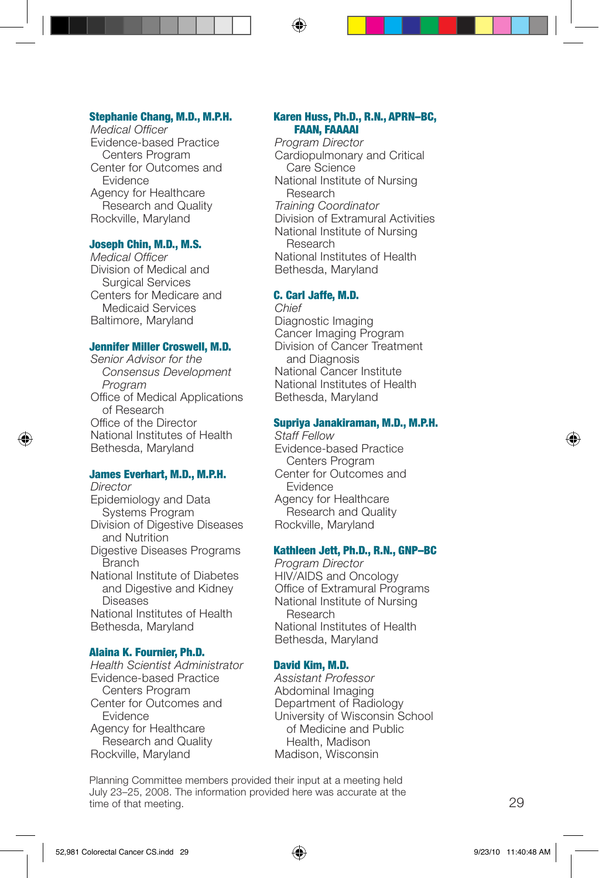**Stephanie Chang, M.D., M.P.H.**
*Medical Officer*
Evidence-based Practice Centers Program
Center for Outcomes and Evidence
Agency for Healthcare Research and Quality
Rockville, Maryland

**Joseph Chin, M.D., M.S.**
*Medical Officer*
Division of Medical and Surgical Services
Centers for Medicare and Medicaid Services
Baltimore, Maryland

**Jennifer Miller Croswell, M.D.**
*Senior Advisor for the Consensus Development Program*
Office of Medical Applications of Research
Office of the Director
National Institutes of Health
Bethesda, Maryland

**James Everhart, M.D., M.P.H.**
*Director*
Epidemiology and Data Systems Program
Division of Digestive Diseases and Nutrition
Digestive Diseases Programs Branch
National Institute of Diabetes and Digestive and Kidney Diseases
National Institutes of Health
Bethesda, Maryland

**Alaina K. Fournier, Ph.D.**
*Health Scientist Administrator*
Evidence-based Practice Centers Program
Center for Outcomes and Evidence
Agency for Healthcare Research and Quality
Rockville, Maryland

**Karen Huss, Ph.D., R.N., APRN–BC, FAAN, FAAAAI**
*Program Director*
Cardiopulmonary and Critical Care Science
National Institute of Nursing Research
*Training Coordinator*
Division of Extramural Activities
National Institute of Nursing Research
National Institutes of Health
Bethesda, Maryland

**C. Carl Jaffe, M.D.**
*Chief*
Diagnostic Imaging
Cancer Imaging Program
Division of Cancer Treatment and Diagnosis
National Cancer Institute
National Institutes of Health
Bethesda, Maryland

**Supriya Janakiraman, M.D., M.P.H.**
*Staff Fellow*
Evidence-based Practice Centers Program
Center for Outcomes and Evidence
Agency for Healthcare Research and Quality
Rockville, Maryland

**Kathleen Jett, Ph.D., R.N., GNP–BC**
*Program Director*
HIV/AIDS and Oncology
Office of Extramural Programs
National Institute of Nursing Research
National Institutes of Health
Bethesda, Maryland

**David Kim, M.D.**
*Assistant Professor*
Abdominal Imaging
Department of Radiology
University of Wisconsin School of Medicine and Public Health, Madison
Madison, Wisconsin

Planning Committee members provided their input at a meeting held July 23–25, 2008. The information provided here was accurate at the time of that meeting.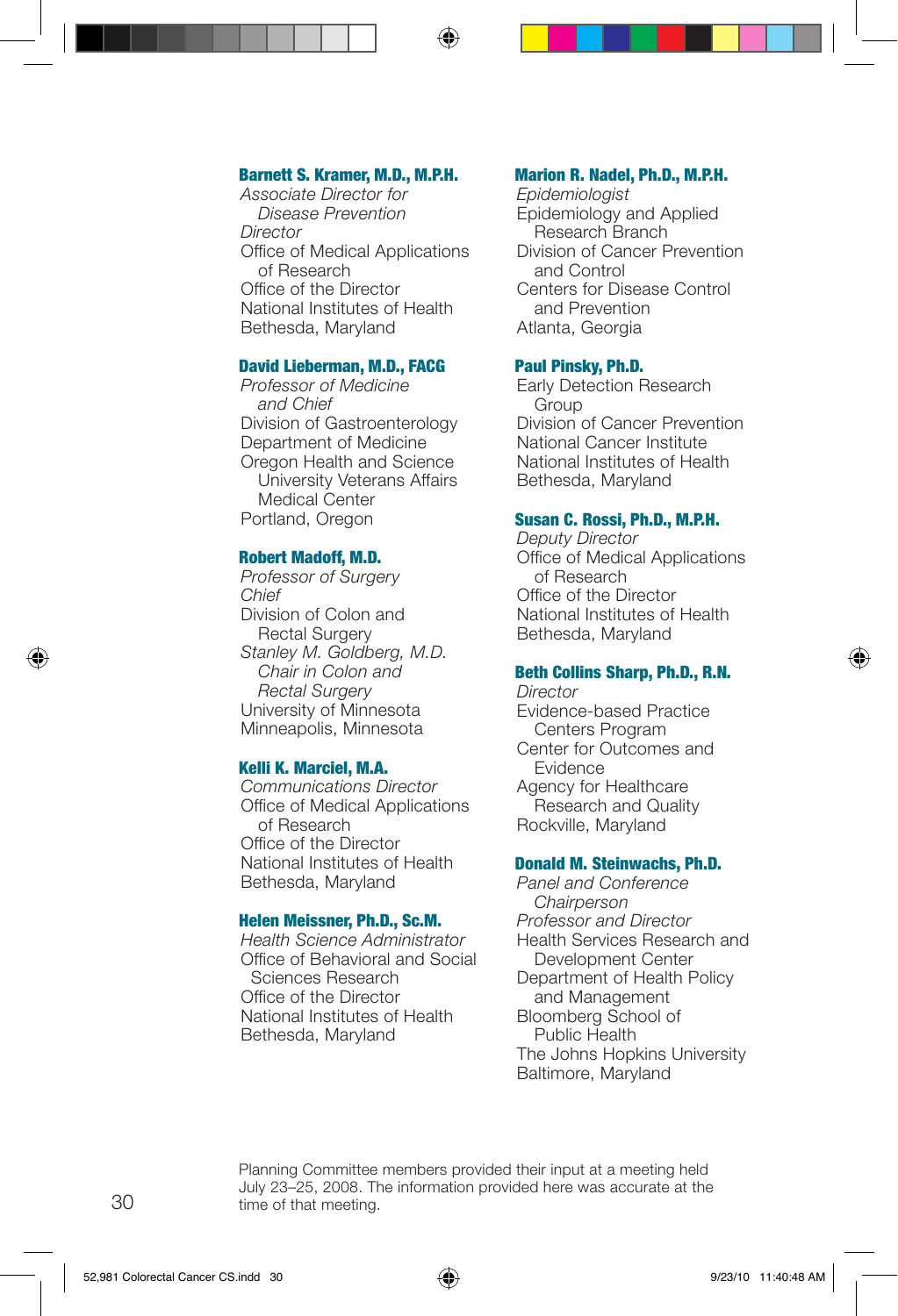**Barnett S. Kramer, M.D., M.P.H.**
*Associate Director for Disease Prevention*
*Director*
Office of Medical Applications of Research
Office of the Director
National Institutes of Health
Bethesda, Maryland

**David Lieberman, M.D., FACG**
*Professor of Medicine and Chief*
Division of Gastroenterology
Department of Medicine
Oregon Health and Science University Veterans Affairs Medical Center
Portland, Oregon

**Robert Madoff, M.D.**
*Professor of Surgery*
*Chief*
Division of Colon and Rectal Surgery
*Stanley M. Goldberg, M.D. Chair in Colon and Rectal Surgery*
University of Minnesota
Minneapolis, Minnesota

**Kelli K. Marciel, M.A.**
*Communications Director*
Office of Medical Applications of Research
Office of the Director
National Institutes of Health
Bethesda, Maryland

**Helen Meissner, Ph.D., Sc.M.**
*Health Science Administrator*
Office of Behavioral and Social Sciences Research
Office of the Director
National Institutes of Health
Bethesda, Maryland

**Marion R. Nadel, Ph.D., M.P.H.**
*Epidemiologist*
Epidemiology and Applied Research Branch
Division of Cancer Prevention and Control
Centers for Disease Control and Prevention
Atlanta, Georgia

**Paul Pinsky, Ph.D.**
Early Detection Research Group
Division of Cancer Prevention
National Cancer Institute
National Institutes of Health
Bethesda, Maryland

**Susan C. Rossi, Ph.D., M.P.H.**
*Deputy Director*
Office of Medical Applications of Research
Office of the Director
National Institutes of Health
Bethesda, Maryland

**Beth Collins Sharp, Ph.D., R.N.**
*Director*
Evidence-based Practice Centers Program
Center for Outcomes and Evidence
Agency for Healthcare Research and Quality
Rockville, Maryland

**Donald M. Steinwachs, Ph.D.**
*Panel and Conference Chairperson*
*Professor and Director*
Health Services Research and Development Center
Department of Health Policy and Management
Bloomberg School of Public Health
The Johns Hopkins University
Baltimore, Maryland

Planning Committee members provided their input at a meeting held July 23–25, 2008. The information provided here was accurate at the time of that meeting.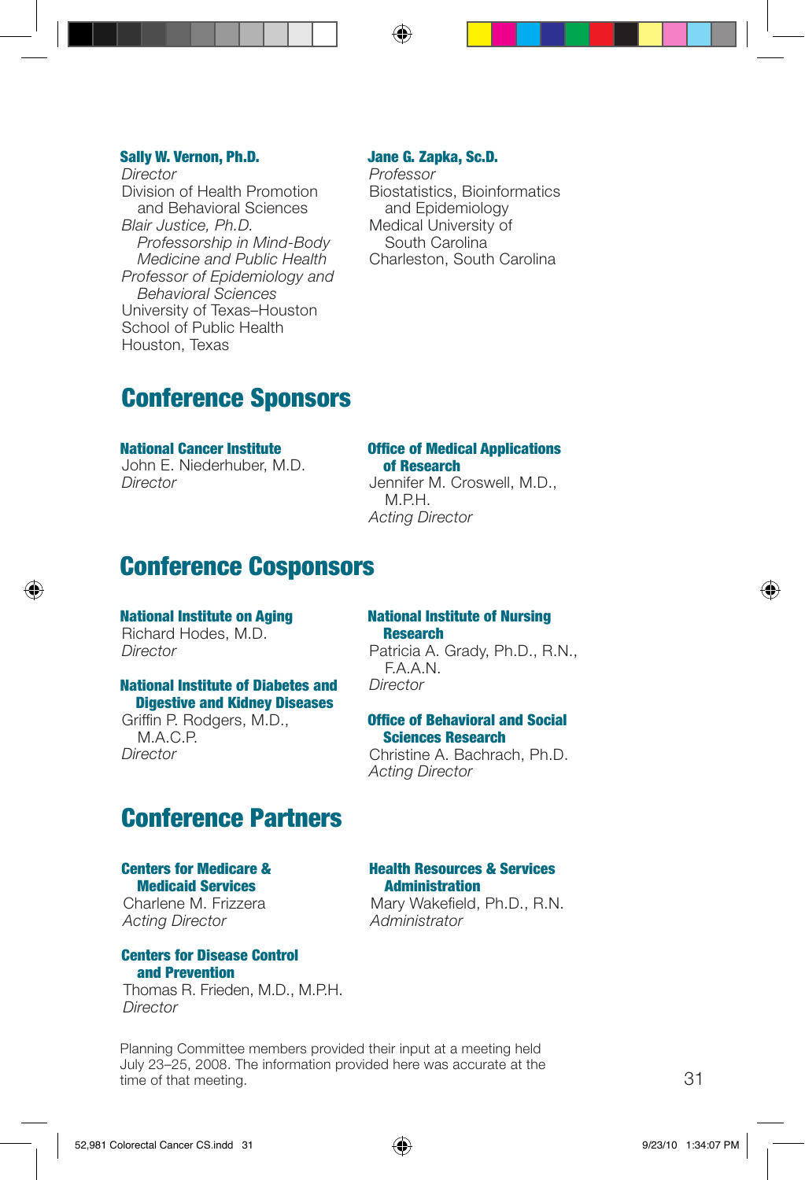**Sally W. Vernon, Ph.D.**
*Director*
Division of Health Promotion and Behavioral Sciences
*Blair Justice, Ph.D. Professorship in Mind-Body Medicine and Public Health*
*Professor of Epidemiology and Behavioral Sciences*
University of Texas–Houston School of Public Health
Houston, Texas

**Jane G. Zapka, Sc.D.**
*Professor*
Biostatistics, Bioinformatics and Epidemiology
Medical University of South Carolina
Charleston, South Carolina

## Conference Sponsors

**National Cancer Institute**
John E. Niederhuber, M.D.
*Director*

**Office of Medical Applications of Research**
Jennifer M. Croswell, M.D., M.P.H.
*Acting Director*

## Conference Cosponsors

**National Institute on Aging**
Richard Hodes, M.D.
*Director*

**National Institute of Diabetes and Digestive and Kidney Diseases**
Griffin P. Rodgers, M.D., M.A.C.P.
*Director*

**National Institute of Nursing Research**
Patricia A. Grady, Ph.D., R.N., F.A.A.N.
*Director*

**Office of Behavioral and Social Sciences Research**
Christine A. Bachrach, Ph.D.
*Acting Director*

## Conference Partners

**Centers for Medicare & Medicaid Services**
Charlene M. Frizzera
*Acting Director*

**Centers for Disease Control and Prevention**
Thomas R. Frieden, M.D., M.P.H.
*Director*

**Health Resources & Services Administration**
Mary Wakefield, Ph.D., R.N.
*Administrator*

Planning Committee members provided their input at a meeting held July 23–25, 2008. The information provided here was accurate at the time of that meeting.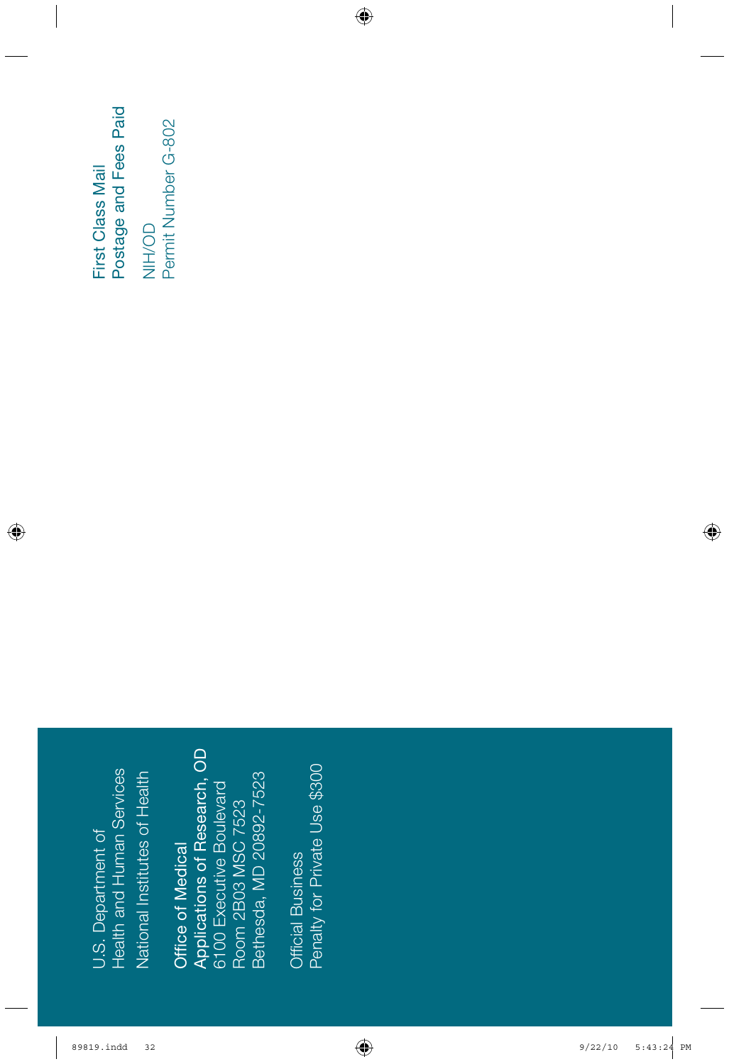First Class Mail
Postage and Fees Paid

NIH/OD
Permit Number G-802

U.S. Department of
Health and Human Services
National Institutes of Health

**Office of Medical Applications of Research, OD**
6100 Executive Boulevard
Room 2B03 MSC 7523
Bethesda, MD 20892-7523

Official Business
Penalty for Private Use $300